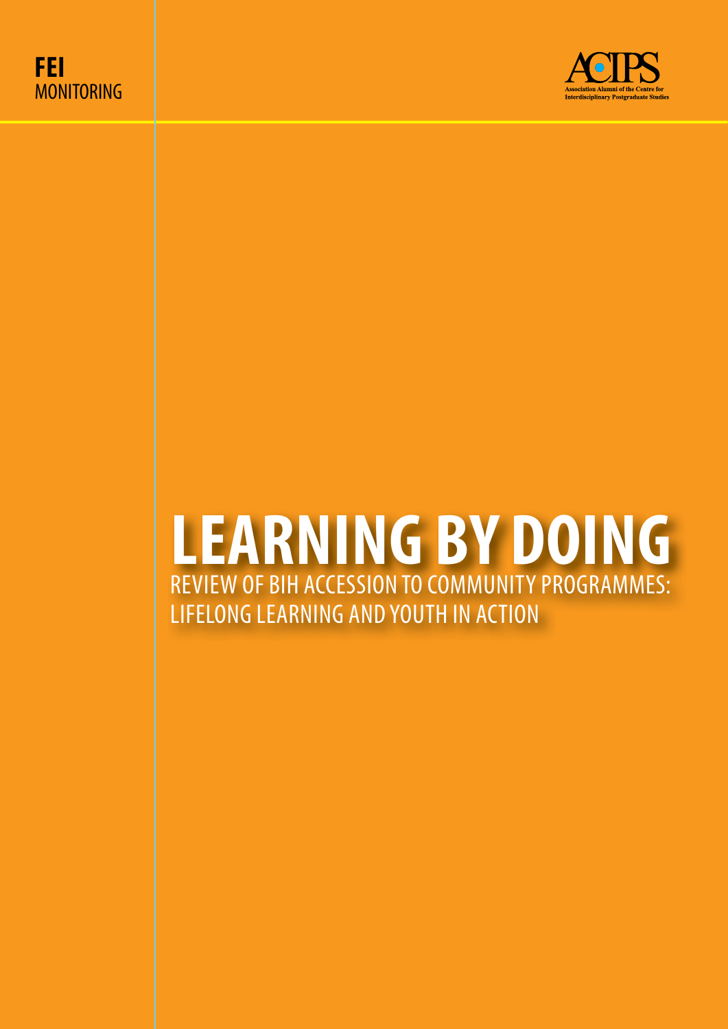**FEI**
MONITORING

ACIPS
Association Alumni of the Centre for Interdisciplinary Postgraduate Studies

# LEARNING BY DOING

REVIEW OF BIH ACCESSION TO COMMUNITY PROGRAMMES:
LIFELONG LEARNING AND YOUTH IN ACTION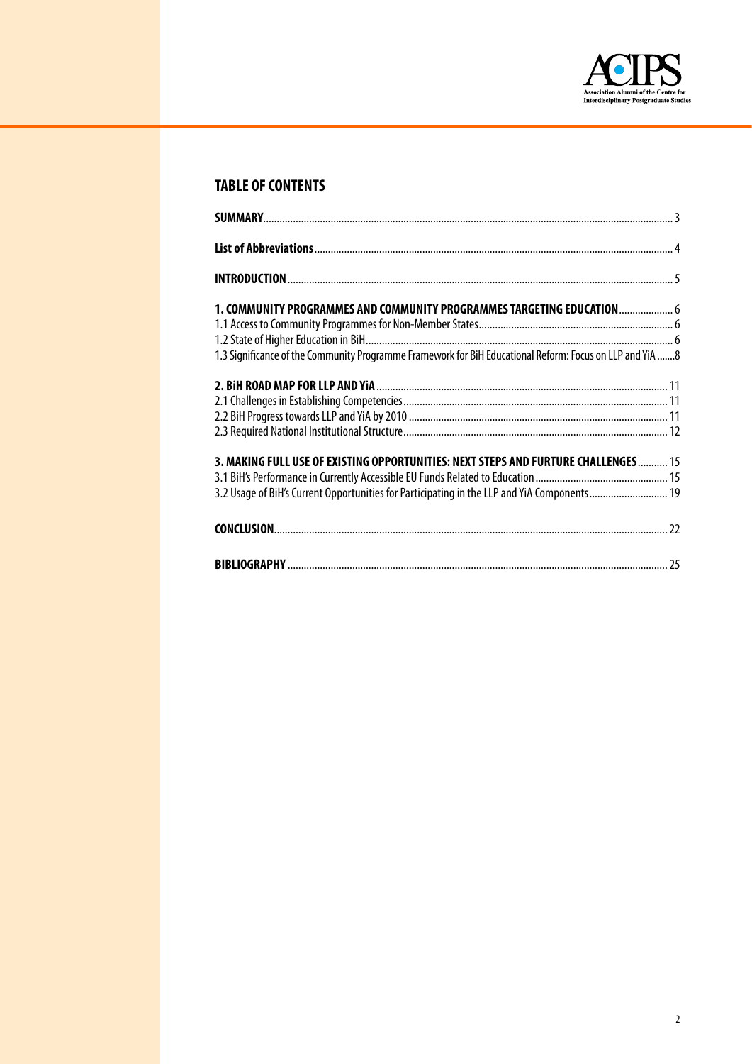## TABLE OF CONTENTS

**SUMMARY** ... 3

**List of Abbreviations** ... 4

**INTRODUCTION** ... 5

**1. COMMUNITY PROGRAMMES AND COMMUNITY PROGRAMMES TARGETING EDUCATION** ... 6

1.1 Access to Community Programmes for Non-Member States ... 6

1.2 State of Higher Education in BiH ... 6

1.3 Significance of the Community Programme Framework for BiH Educational Reform: Focus on LLP and YiA ... 8

**2. BiH ROAD MAP FOR LLP AND YiA** ... 11

2.1 Challenges in Establishing Competencies ... 11

2.2 BiH Progress towards LLP and YiA by 2010 ... 11

2.3 Required National Institutional Structure ... 12

**3. MAKING FULL USE OF EXISTING OPPORTUNITIES: NEXT STEPS AND FURTURE CHALLENGES** ... 15

3.1 BiH's Performance in Currently Accessible EU Funds Related to Education ... 15

3.2 Usage of BiH's Current Opportunities for Participating in the LLP and YiA Components ... 19

**CONCLUSION** ... 22

**BIBLIOGRAPHY** ... 25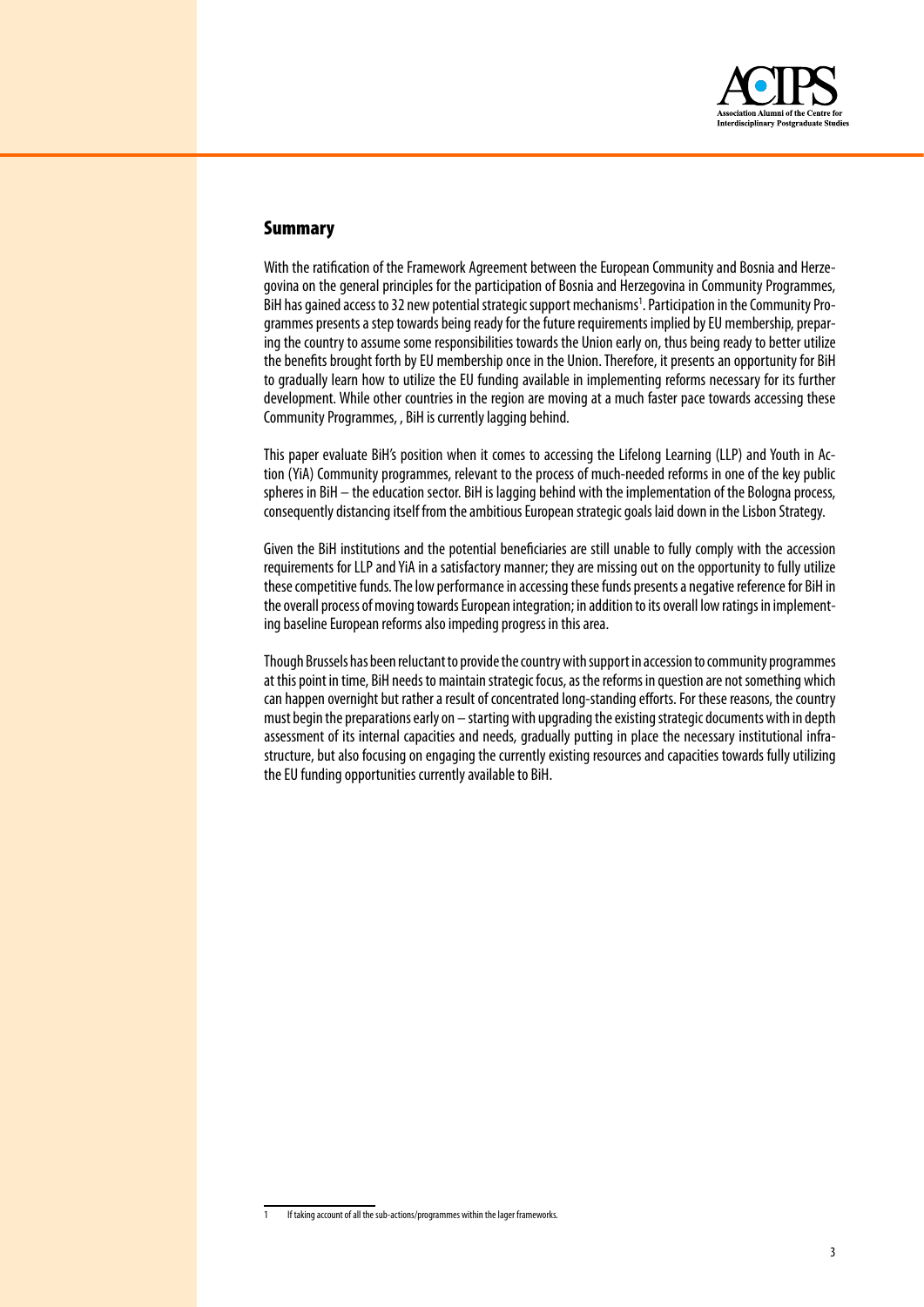## Summary

With the ratification of the Framework Agreement between the European Community and Bosnia and Herzegovina on the general principles for the participation of Bosnia and Herzegovina in Community Programmes, BiH has gained access to 32 new potential strategic support mechanisms[1]. Participation in the Community Programmes presents a step towards being ready for the future requirements implied by EU membership, preparing the country to assume some responsibilities towards the Union early on, thus being ready to better utilize the benefits brought forth by EU membership once in the Union. Therefore, it presents an opportunity for BiH to gradually learn how to utilize the EU funding available in implementing reforms necessary for its further development. While other countries in the region are moving at a much faster pace towards accessing these Community Programmes, , BiH is currently lagging behind.

This paper evaluate BiH's position when it comes to accessing the Lifelong Learning (LLP) and Youth in Action (YiA) Community programmes, relevant to the process of much-needed reforms in one of the key public spheres in BiH – the education sector. BiH is lagging behind with the implementation of the Bologna process, consequently distancing itself from the ambitious European strategic goals laid down in the Lisbon Strategy.

Given the BiH institutions and the potential beneficiaries are still unable to fully comply with the accession requirements for LLP and YiA in a satisfactory manner; they are missing out on the opportunity to fully utilize these competitive funds. The low performance in accessing these funds presents a negative reference for BiH in the overall process of moving towards European integration; in addition to its overall low ratings in implementing baseline European reforms also impeding progress in this area.

Though Brussels has been reluctant to provide the country with support in accession to community programmes at this point in time, BiH needs to maintain strategic focus, as the reforms in question are not something which can happen overnight but rather a result of concentrated long-standing efforts. For these reasons, the country must begin the preparations early on – starting with upgrading the existing strategic documents with in depth assessment of its internal capacities and needs, gradually putting in place the necessary institutional infrastructure, but also focusing on engaging the currently existing resources and capacities towards fully utilizing the EU funding opportunities currently available to BiH.

---

[1] If taking account of all the sub-actions/programmes within the lager frameworks.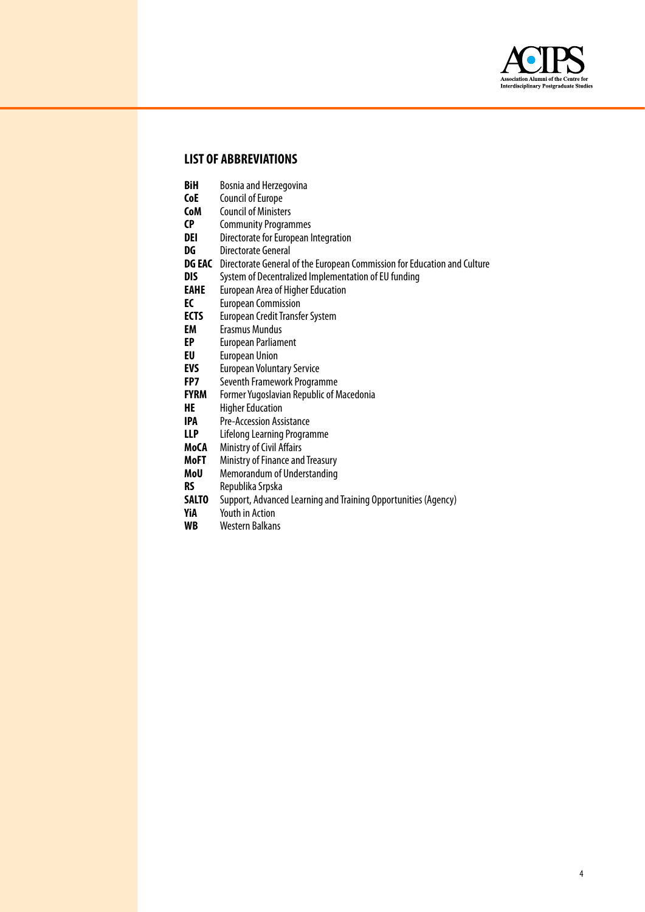## LIST OF ABBREVIATIONS

**BiH** Bosnia and Herzegovina
**CoE** Council of Europe
**CoM** Council of Ministers
**CP** Community Programmes
**DEI** Directorate for European Integration
**DG** Directorate General
**DG EAC** Directorate General of the European Commission for Education and Culture
**DIS** System of Decentralized Implementation of EU funding
**EAHE** European Area of Higher Education
**EC** European Commission
**ECTS** European Credit Transfer System
**EM** Erasmus Mundus
**EP** European Parliament
**EU** European Union
**EVS** European Voluntary Service
**FP7** Seventh Framework Programme
**FYRM** Former Yugoslavian Republic of Macedonia
**HE** Higher Education
**IPA** Pre-Accession Assistance
**LLP** Lifelong Learning Programme
**MoCA** Ministry of Civil Affairs
**MoFT** Ministry of Finance and Treasury
**MoU** Memorandum of Understanding
**RS** Republika Srpska
**SALTO** Support, Advanced Learning and Training Opportunities (Agency)
**YiA** Youth in Action
**WB** Western Balkans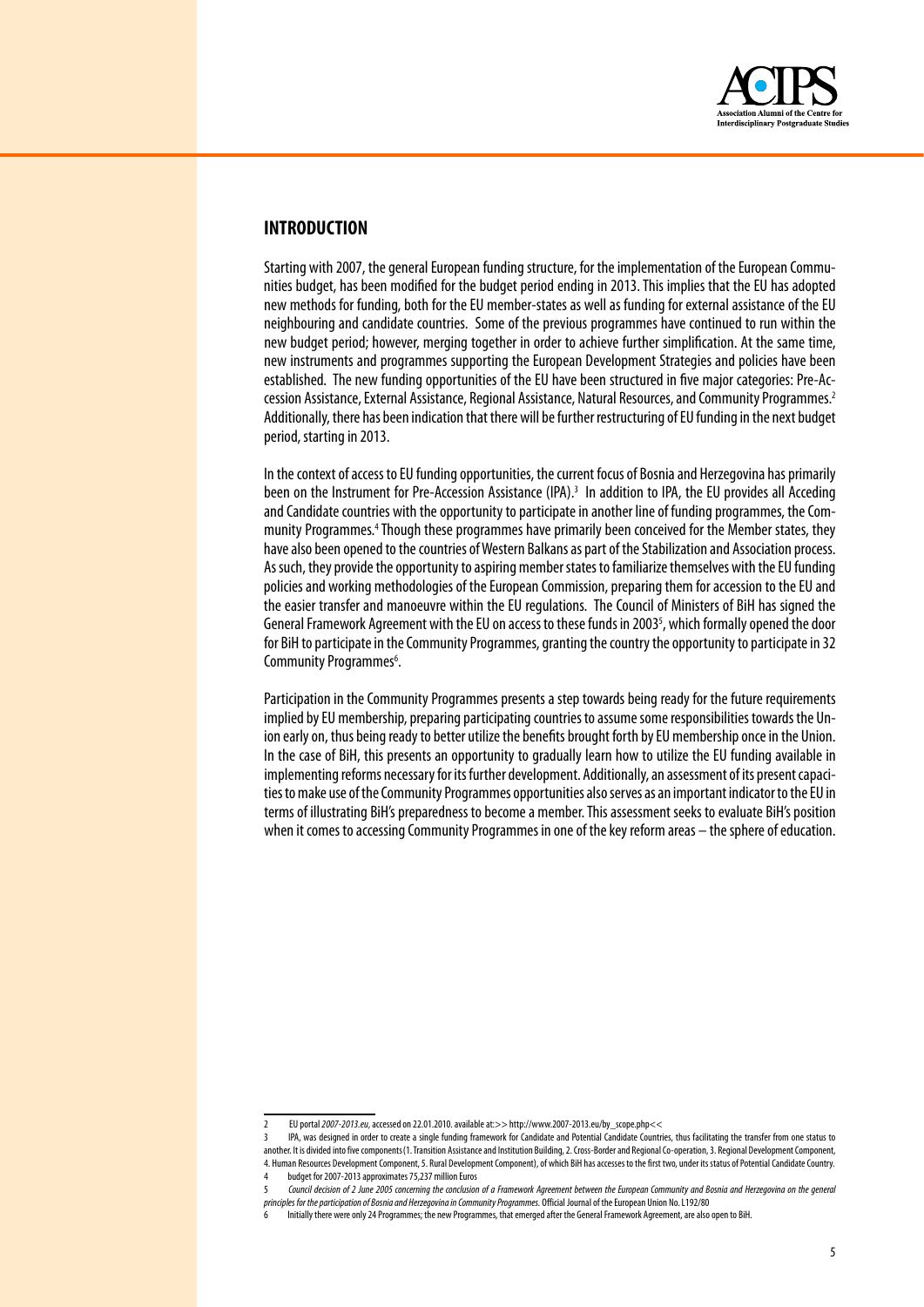## INTRODUCTION

Starting with 2007, the general European funding structure, for the implementation of the European Communities budget, has been modified for the budget period ending in 2013. This implies that the EU has adopted new methods for funding, both for the EU member-states as well as funding for external assistance of the EU neighbouring and candidate countries. Some of the previous programmes have continued to run within the new budget period; however, merging together in order to achieve further simplification. At the same time, new instruments and programmes supporting the European Development Strategies and policies have been established. The new funding opportunities of the EU have been structured in five major categories: Pre-Accession Assistance, External Assistance, Regional Assistance, Natural Resources, and Community Programmes.[2] Additionally, there has been indication that there will be further restructuring of EU funding in the next budget period, starting in 2013.

In the context of access to EU funding opportunities, the current focus of Bosnia and Herzegovina has primarily been on the Instrument for Pre-Accession Assistance (IPA).[3] In addition to IPA, the EU provides all Acceding and Candidate countries with the opportunity to participate in another line of funding programmes, the Community Programmes.[4] Though these programmes have primarily been conceived for the Member states, they have also been opened to the countries of Western Balkans as part of the Stabilization and Association process. As such, they provide the opportunity to aspiring member states to familiarize themselves with the EU funding policies and working methodologies of the European Commission, preparing them for accession to the EU and the easier transfer and manoeuvre within the EU regulations. The Council of Ministers of BiH has signed the General Framework Agreement with the EU on access to these funds in 2003[5], which formally opened the door for BiH to participate in the Community Programmes, granting the country the opportunity to participate in 32 Community Programmes[6].

Participation in the Community Programmes presents a step towards being ready for the future requirements implied by EU membership, preparing participating countries to assume some responsibilities towards the Union early on, thus being ready to better utilize the benefits brought forth by EU membership once in the Union. In the case of BiH, this presents an opportunity to gradually learn how to utilize the EU funding available in implementing reforms necessary for its further development. Additionally, an assessment of its present capacities to make use of the Community Programmes opportunities also serves as an important indicator to the EU in terms of illustrating BiH's preparedness to become a member. This assessment seeks to evaluate BiH's position when it comes to accessing Community Programmes in one of the key reform areas – the sphere of education.

---

2 EU portal *2007-2013.eu*, accessed on 22.01.2010. available at:>> http://www.2007-2013.eu/by_scope.php<<

3 IPA, was designed in order to create a single funding framework for Candidate and Potential Candidate Countries, thus facilitating the transfer from one status to another. It is divided into five components (1. Transition Assistance and Institution Building, 2. Cross-Border and Regional Co-operation, 3. Regional Development Component, 4. Human Resources Development Component, 5. Rural Development Component), of which BiH has accesses to the first two, under its status of Potential Candidate Country.

4 budget for 2007-2013 approximates 75,237 million Euros

5 *Council decision of 2 June 2005 concerning the conclusion of a Framework Agreement between the European Community and Bosnia and Herzegovina on the general principles for the participation of Bosnia and Herzegovina in Community Programmes.* Official Journal of the European Union No. L192/80

6 Initially there were only 24 Programmes; the new Programmes, that emerged after the General Framework Agreement, are also open to BiH.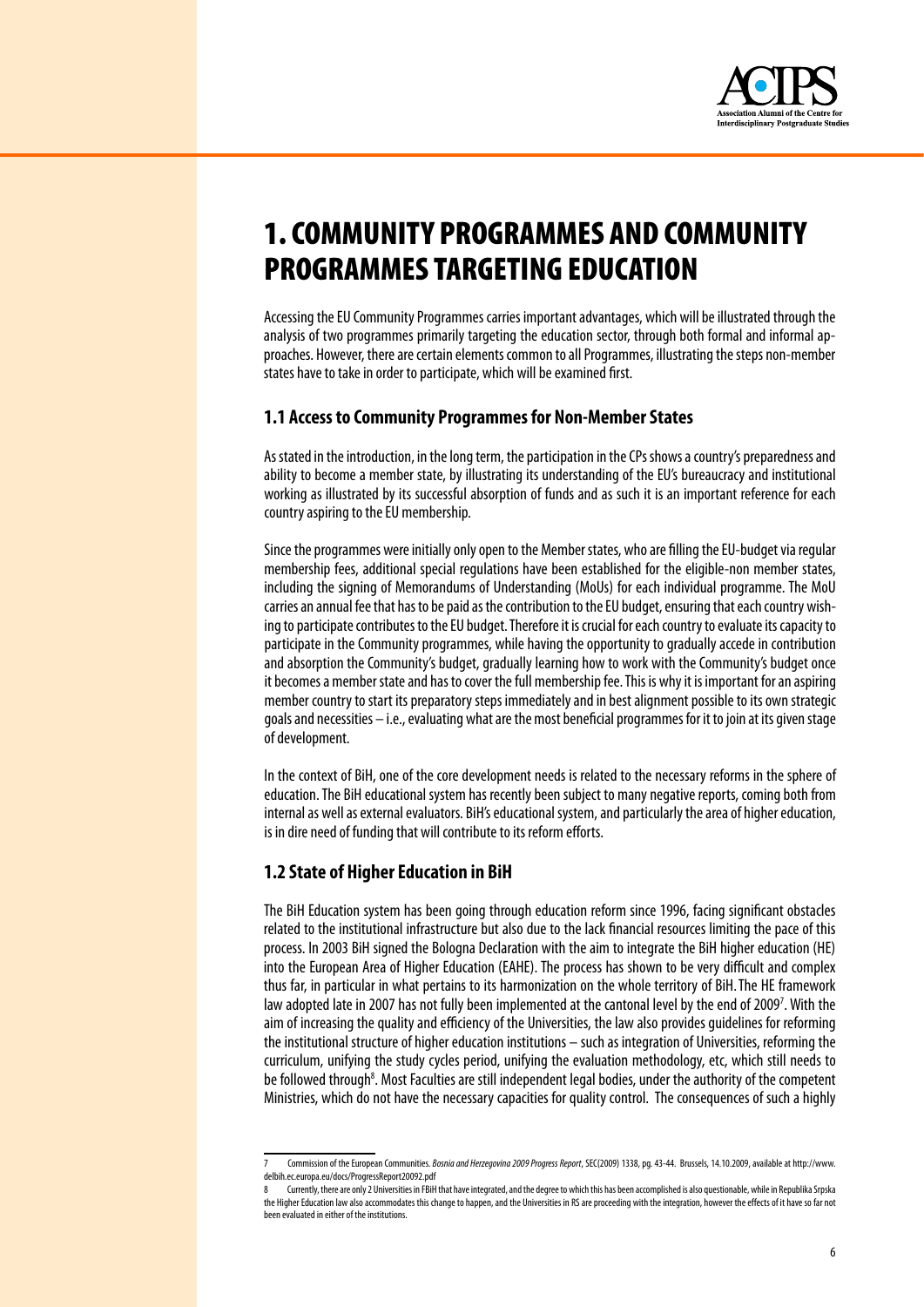# 1. COMMUNITY PROGRAMMES AND COMMUNITY PROGRAMMES TARGETING EDUCATION

Accessing the EU Community Programmes carries important advantages, which will be illustrated through the analysis of two programmes primarily targeting the education sector, through both formal and informal approaches. However, there are certain elements common to all Programmes, illustrating the steps non-member states have to take in order to participate, which will be examined first.

## 1.1 Access to Community Programmes for Non-Member States

As stated in the introduction, in the long term, the participation in the CPs shows a country's preparedness and ability to become a member state, by illustrating its understanding of the EU's bureaucracy and institutional working as illustrated by its successful absorption of funds and as such it is an important reference for each country aspiring to the EU membership.

Since the programmes were initially only open to the Member states, who are filling the EU-budget via regular membership fees, additional special regulations have been established for the eligible-non member states, including the signing of Memorandums of Understanding (MoUs) for each individual programme. The MoU carries an annual fee that has to be paid as the contribution to the EU budget, ensuring that each country wishing to participate contributes to the EU budget. Therefore it is crucial for each country to evaluate its capacity to participate in the Community programmes, while having the opportunity to gradually accede in contribution and absorption the Community's budget, gradually learning how to work with the Community's budget once it becomes a member state and has to cover the full membership fee. This is why it is important for an aspiring member country to start its preparatory steps immediately and in best alignment possible to its own strategic goals and necessities – i.e., evaluating what are the most beneficial programmes for it to join at its given stage of development.

In the context of BiH, one of the core development needs is related to the necessary reforms in the sphere of education. The BiH educational system has recently been subject to many negative reports, coming both from internal as well as external evaluators. BiH's educational system, and particularly the area of higher education, is in dire need of funding that will contribute to its reform efforts.

## 1.2 State of Higher Education in BiH

The BiH Education system has been going through education reform since 1996, facing significant obstacles related to the institutional infrastructure but also due to the lack financial resources limiting the pace of this process. In 2003 BiH signed the Bologna Declaration with the aim to integrate the BiH higher education (HE) into the European Area of Higher Education (EAHE). The process has shown to be very difficult and complex thus far, in particular in what pertains to its harmonization on the whole territory of BiH. The HE framework law adopted late in 2007 has not fully been implemented at the cantonal level by the end of 2009[7]. With the aim of increasing the quality and efficiency of the Universities, the law also provides guidelines for reforming the institutional structure of higher education institutions – such as integration of Universities, reforming the curriculum, unifying the study cycles period, unifying the evaluation methodology, etc, which still needs to be followed through[8]. Most Faculties are still independent legal bodies, under the authority of the competent Ministries, which do not have the necessary capacities for quality control. The consequences of such a highly

---

7 Commission of the European Communities. *Bosnia and Herzegovina 2009 Progress Report*, SEC(2009) 1338, pg. 43-44. Brussels, 14.10.2009, available at http://www.delbih.ec.europa.eu/docs/ProgressReport20092.pdf

8 Currently, there are only 2 Universities in FBiH that have integrated, and the degree to which this has been accomplished is also questionable, while in Republika Srpska the Higher Education law also accommodates this change to happen, and the Universities in RS are proceeding with the integration, however the effects of it have so far not been evaluated in either of the institutions.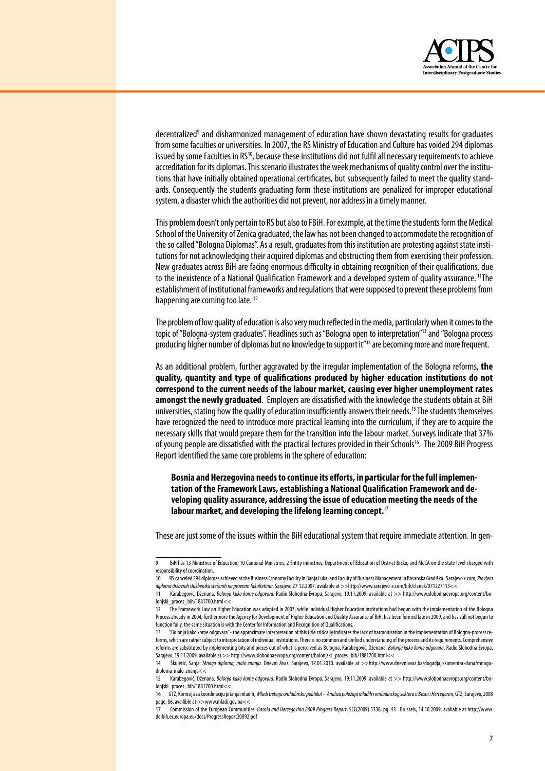decentralized[9] and disharmonized management of education have shown devastating results for graduates from some faculties or universities. In 2007, the RS Ministry of Education and Culture has voided 294 diplomas issued by some Faculties in RS[10], because these institutions did not fulfil all necessary requirements to achieve accreditation for its diplomas. This scenario illustrates the week mechanisms of quality control over the institutions that have initially obtained operational certificates, but subsequently failed to meet the quality standards. Consequently the students graduating form these institutions are penalized for improper educational system, a disaster which the authorities did not prevent, nor address in a timely manner.

This problem doesn't only pertain to RS but also to FBiH. For example, at the time the students form the Medical School of the University of Zenica graduated, the law has not been changed to accommodate the recognition of the so called "Bologna Diplomas". As a result, graduates from this institution are protesting against state institutions for not acknowledging their acquired diplomas and obstructing them from exercising their profession. New graduates across BiH are facing enormous difficulty in obtaining recognition of their qualifications, due to the inexistence of a National Qualification Framework and a developed system of quality assurance. [11]The establishment of institutional frameworks and regulations that were supposed to prevent these problems from happening are coming too late. [12]

The problem of low quality of education is also very much reflected in the media, particularly when it comes to the topic of "Bologna-system graduates". Headlines such as "Bologna open to interpretation"[13] and "Bologna process producing higher number of diplomas but no knowledge to support it"[14] are becoming more and more frequent.

As an additional problem, further aggravated by the irregular implementation of the Bologna reforms, **the quality, quantity and type of qualifications produced by higher education institutions do not correspond to the current needs of the labour market, causing ever higher unemployment rates amongst the newly graduated**. Employers are dissatisfied with the knowledge the students obtain at BiH universities, stating how the quality of education insufficiently answers their needs.[15] The students themselves have recognized the need to introduce more practical learning into the curriculum, if they are to acquire the necessary skills that would prepare them for the transition into the labour market. Surveys indicate that 37% of young people are dissatisfied with the practical lectures provided in their Schools[16]. The 2009 BiH Progress Report identified the same core problems in the sphere of education:

> **Bosnia and Herzegovina needs to continue its efforts, in particular for the full implementation of the Framework Laws, establishing a National Qualification Framework and developing quality assurance, addressing the issue of education meeting the needs of the labour market, and developing the lifelong learning concept.**[17]

These are just some of the issues within the BiH educational system that require immediate attention. In gen-

---

9 BiH has 13 Ministries of Education, 10 Cantonal Ministries, 2 Entity ministries, Department of Education of District Brcko, and MoCA on the state level charged with responsibility of coordination.

10 RS canceled 294 diplomas achieved at the Business Economy Faculty in Banja Luka, and Faculty of Business Management in Bosanska Gradiška. Sarajevo x.com, *Provjera diploma državnih službenika stečenih na pravnim fakultetima*, Sarajevo 27.12.2007. available at >>http://www.sarajevo-x.com/bih/clanak/071227113<<

11 Karabegović, Dženana. *Bolonja kako kome odgovara*. Radio Slobodna Evropa, Sarajevo, 19.11.2009. available at >> http://www.slobodnaevropa.org/content/bolonjski_proces_bih/1881700.html<<

12 The Framework Law on Higher Education was adopted in 2007, while individual Higher Education institutions had begun with the implementation of the Bologna Process already in 2004, furthermore the Agency for Development of Higher Education and Quality Assurance of BiH, has been formed late in 2009, and has still not begun to function fully, the same situation is with the Center for Information and Recognition of Qualifications.

13 "Bolonja kako kome odgovara" - the approximate interpretation of this title critically indicates the lack of harmonization in the implementation of Bologna-process reforms, which are rather subject to interpretation of individual institutions. There is no common and unified understanding of the process and its requirements. Comprehensive reforms are substituted by implementing bits and pieces out of what is perceived as Bologna. Karabegović, Dženana. *Bolonja kako kome odgovara*. Radio Slobodna Evropa, Sarajevo, 19.11.2009. available at >> http://www.slobodnaevropa.org/content/bolonjski_proces_bih/1881700.html<<

14 Škuletić, Sanja. *Mnogo diploma, malo znanja*. Dnevni Avaz, Sarajevo, 17.01.2010. available at >>http://www.dnevniavaz.ba/dogadjaji/komentar-dana/mnogo-diploma-malo-znanja<<

15 Karabegović, Dženana. *Bolonja kako kome odgovara*. Radio Slobodna Evropa, Sarajevo, 19.11.2009. available at >> http://www.slobodnaevropa.org/content/bolonjski_proces_bih/1881700.html<<

16 GTZ, Komisija za koordinaciju pitanja mladih, *Mladi trebaju omladinsku politiku! – Analiza položaja mladih i omladinskog sektora u Bosni i Hercegorini*, GTZ, Sarajevo, 2008 page, 86. availible at >>www.mladi.gov.ba<<

17 Commission of the European Communities. *Bosnia and Herzegovina 2009 Progress Report*, SEC(2009) 1338, pg. 43. Brussels, 14.10.2009, available at http://www.delbih.ec.europa.eu/docs/ProgressReport20092.pdf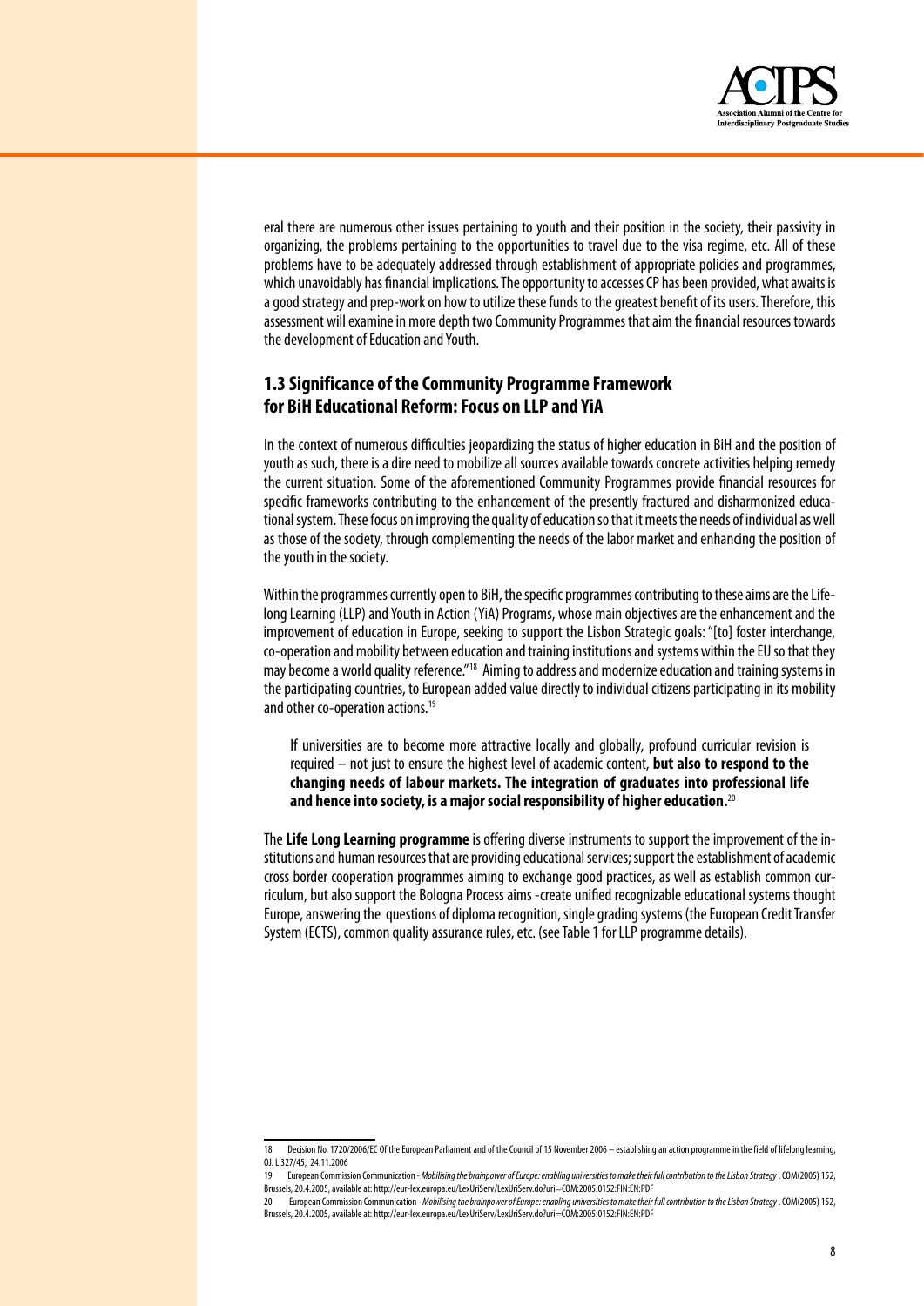eral there are numerous other issues pertaining to youth and their position in the society, their passivity in organizing, the problems pertaining to the opportunities to travel due to the visa regime, etc. All of these problems have to be adequately addressed through establishment of appropriate policies and programmes, which unavoidably has financial implications. The opportunity to accesses CP has been provided, what awaits is a good strategy and prep-work on how to utilize these funds to the greatest benefit of its users. Therefore, this assessment will examine in more depth two Community Programmes that aim the financial resources towards the development of Education and Youth.

### 1.3 Significance of the Community Programme Framework for BiH Educational Reform: Focus on LLP and YiA

In the context of numerous difficulties jeopardizing the status of higher education in BiH and the position of youth as such, there is a dire need to mobilize all sources available towards concrete activities helping remedy the current situation. Some of the aforementioned Community Programmes provide financial resources for specific frameworks contributing to the enhancement of the presently fractured and disharmonized educational system. These focus on improving the quality of education so that it meets the needs of individual as well as those of the society, through complementing the needs of the labor market and enhancing the position of the youth in the society.

Within the programmes currently open to BiH, the specific programmes contributing to these aims are the Lifelong Learning (LLP) and Youth in Action (YiA) Programs, whose main objectives are the enhancement and the improvement of education in Europe, seeking to support the Lisbon Strategic goals: "[to] foster interchange, co-operation and mobility between education and training institutions and systems within the EU so that they may become a world quality reference."[18] Aiming to address and modernize education and training systems in the participating countries, to European added value directly to individual citizens participating in its mobility and other co-operation actions.[19]

> If universities are to become more attractive locally and globally, profound curricular revision is required – not just to ensure the highest level of academic content, **but also to respond to the changing needs of labour markets. The integration of graduates into professional life and hence into society, is a major social responsibility of higher education.**[20]

The **Life Long Learning programme** is offering diverse instruments to support the improvement of the institutions and human resources that are providing educational services; support the establishment of academic cross border cooperation programmes aiming to exchange good practices, as well as establish common curriculum, but also support the Bologna Process aims -create unified recognizable educational systems thought Europe, answering the questions of diploma recognition, single grading systems (the European Credit Transfer System (ECTS), common quality assurance rules, etc. (see Table 1 for LLP programme details).

---

18 Decision No. 1720/2006/EC Of the European Parliament and of the Council of 15 November 2006 – establishing an action programme in the field of lifelong learning, OJ. L 327/45, 24.11.2006

19 European Commission Communication - *Mobilising the brainpower of Europe: enabling universities to make their full contribution to the Lisbon Strategy*, COM(2005) 152, Brussels, 20.4.2005, available at: http://eur-lex.europa.eu/LexUriServ/LexUriServ.do?uri=COM:2005:0152:FIN:EN:PDF

20 European Commission Communication - *Mobilising the brainpower of Europe: enabling universities to make their full contribution to the Lisbon Strategy*, COM(2005) 152, Brussels, 20.4.2005, available at: http://eur-lex.europa.eu/LexUriServ/LexUriServ.do?uri=COM:2005:0152:FIN:EN:PDF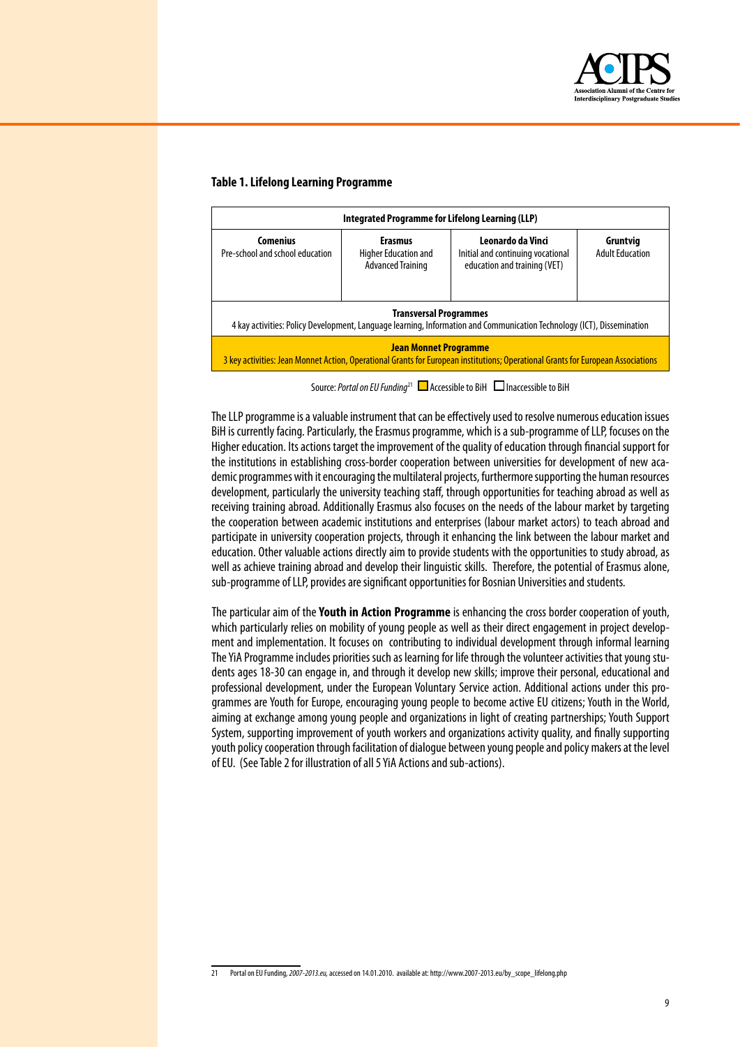**Table 1. Lifelong Learning Programme**

| Integrated Programme for Lifelong Learning (LLP) | | | |
|---|---|---|---|
| **Comenius** Pre-school and school education | **Erasmus** Higher Education and Advanced Training | **Leonardo da Vinci** Initial and continuing vocational education and training (VET) | **Gruntvig** Adult Education |
| **Transversal Programmes** 4 kay activities: Policy Development, Language learning, Information and Communication Technology (ICT), Dissemination | | | |
| **Jean Monnet Programme** 3 key activities: Jean Monnet Action, Operational Grants for European institutions; Operational Grants for European Associations | | | |

Source: *Portal on EU Funding*[21] Accessible to BiH Inaccessible to BiH

The LLP programme is a valuable instrument that can be effectively used to resolve numerous education issues BiH is currently facing. Particularly, the Erasmus programme, which is a sub-programme of LLP, focuses on the Higher education. Its actions target the improvement of the quality of education through financial support for the institutions in establishing cross-border cooperation between universities for development of new academic programmes with it encouraging the multilateral projects, furthermore supporting the human resources development, particularly the university teaching staff, through opportunities for teaching abroad as well as receiving training abroad. Additionally Erasmus also focuses on the needs of the labour market by targeting the cooperation between academic institutions and enterprises (labour market actors) to teach abroad and participate in university cooperation projects, through it enhancing the link between the labour market and education. Other valuable actions directly aim to provide students with the opportunities to study abroad, as well as achieve training abroad and develop their linguistic skills. Therefore, the potential of Erasmus alone, sub-programme of LLP, provides are significant opportunities for Bosnian Universities and students.

The particular aim of the **Youth in Action Programme** is enhancing the cross border cooperation of youth, which particularly relies on mobility of young people as well as their direct engagement in project development and implementation. It focuses on contributing to individual development through informal learning The YiA Programme includes priorities such as learning for life through the volunteer activities that young students ages 18-30 can engage in, and through it develop new skills; improve their personal, educational and professional development, under the European Voluntary Service action. Additional actions under this programmes are Youth for Europe, encouraging young people to become active EU citizens; Youth in the World, aiming at exchange among young people and organizations in light of creating partnerships; Youth Support System, supporting improvement of youth workers and organizations activity quality, and finally supporting youth policy cooperation through facilitation of dialogue between young people and policy makers at the level of EU. (See Table 2 for illustration of all 5 YiA Actions and sub-actions).

21 Portal on EU Funding, *2007-2013.eu*, accessed on 14.01.2010. available at: http://www.2007-2013.eu/by_scope_lifelong.php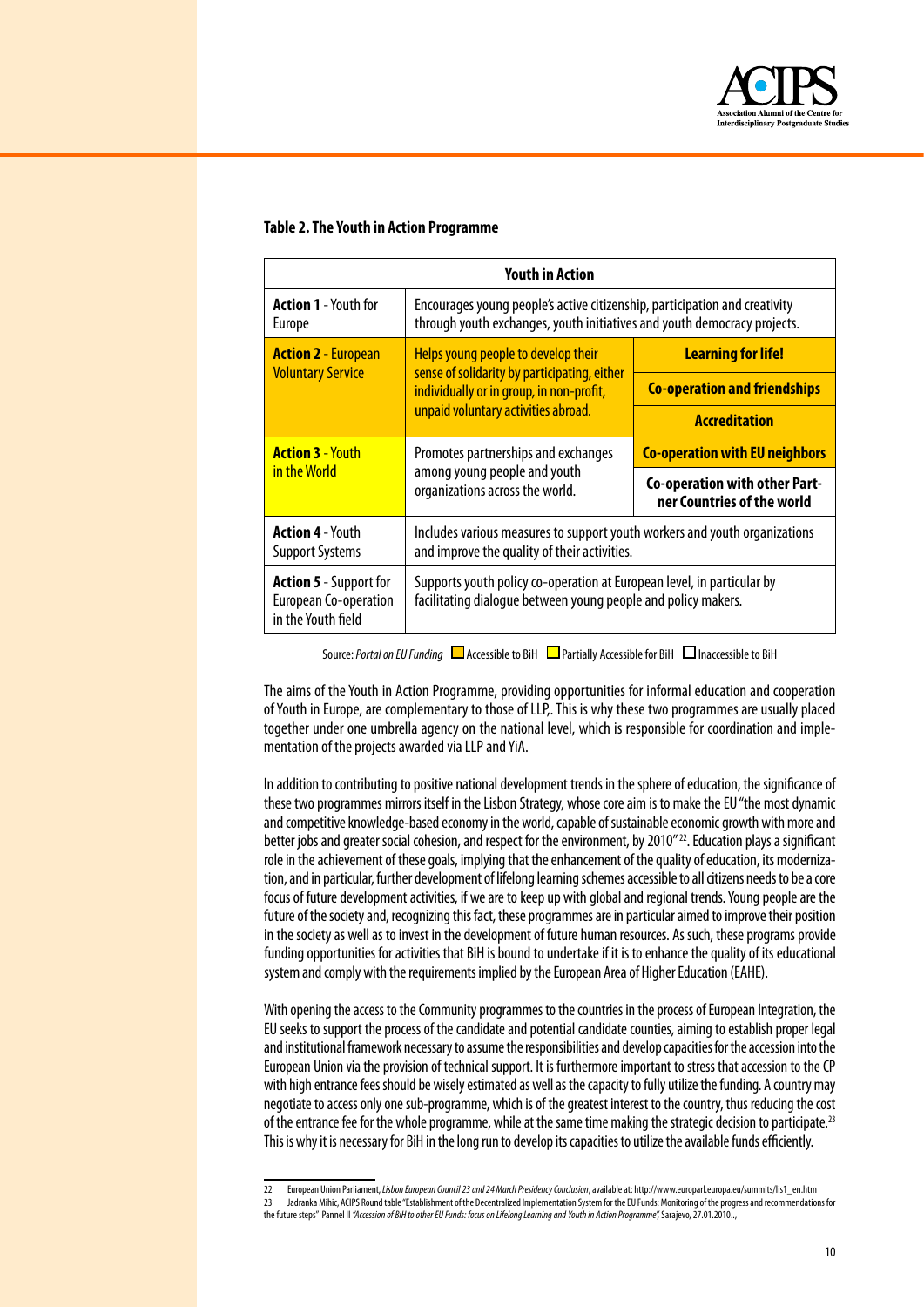**Table 2. The Youth in Action Programme**

| Youth in Action | | |
|---|---|---|
| **Action 1** - Youth for Europe | Encourages young people's active citizenship, participation and creativity through youth exchanges, youth initiatives and youth democracy projects. | |
| **Action 2** - European Voluntary Service | Helps young people to develop their sense of solidarity by participating, either individually or in group, in non-profit, unpaid voluntary activities abroad. | **Learning for life!** |
| | | **Co-operation and friendships** |
| | | **Accreditation** |
| **Action 3** - Youth in the World | Promotes partnerships and exchanges among young people and youth organizations across the world. | **Co-operation with EU neighbors** |
| | | **Co-operation with other Partner Countries of the world** |
| **Action 4** - Youth Support Systems | Includes various measures to support youth workers and youth organizations and improve the quality of their activities. | |
| **Action 5** - Support for European Co-operation in the Youth field | Supports youth policy co-operation at European level, in particular by facilitating dialogue between young people and policy makers. | |

Source: *Portal on EU Funding* Accessible to BiH Partially Accessible for BiH Inaccessible to BiH

The aims of the Youth in Action Programme, providing opportunities for informal education and cooperation of Youth in Europe, are complementary to those of LLP,. This is why these two programmes are usually placed together under one umbrella agency on the national level, which is responsible for coordination and implementation of the projects awarded via LLP and YiA.

In addition to contributing to positive national development trends in the sphere of education, the significance of these two programmes mirrors itself in the Lisbon Strategy, whose core aim is to make the EU "the most dynamic and competitive knowledge-based economy in the world, capable of sustainable economic growth with more and better jobs and greater social cohesion, and respect for the environment, by 2010"[22]. Education plays a significant role in the achievement of these goals, implying that the enhancement of the quality of education, its modernization, and in particular, further development of lifelong learning schemes accessible to all citizens needs to be a core focus of future development activities, if we are to keep up with global and regional trends. Young people are the future of the society and, recognizing this fact, these programmes are in particular aimed to improve their position in the society as well as to invest in the development of future human resources. As such, these programs provide funding opportunities for activities that BiH is bound to undertake if it is to enhance the quality of its educational system and comply with the requirements implied by the European Area of Higher Education (EAHE).

With opening the access to the Community programmes to the countries in the process of European Integration, the EU seeks to support the process of the candidate and potential candidate counties, aiming to establish proper legal and institutional framework necessary to assume the responsibilities and develop capacities for the accession into the European Union via the provision of technical support. It is furthermore important to stress that accession to the CP with high entrance fees should be wisely estimated as well as the capacity to fully utilize the funding. A country may negotiate to access only one sub-programme, which is of the greatest interest to the country, thus reducing the cost of the entrance fee for the whole programme, while at the same time making the strategic decision to participate.[23] This is why it is necessary for BiH in the long run to develop its capacities to utilize the available funds efficiently.

---

22 European Union Parliament, *Lisbon European Council 23 and 24 March Presidency Conclusion*, available at: http://www.europarl.europa.eu/summits/lis1_en.htm

23 Jadranka Mihic, ACIPS Round table "Establishment of the Decentralized Implementation System for the EU Funds: Monitoring of the progress and recommendations for the future steps" Pannel II *"Accession of BiH to other EU Funds: focus on Lifelong Learning and Youth in Action Programme"*, Sarajevo, 27.01.2010..,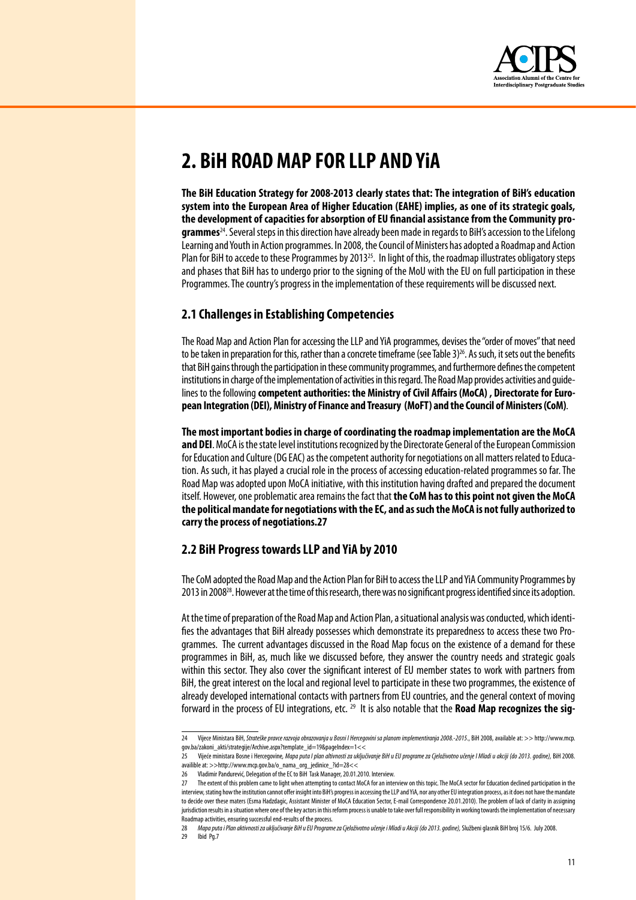# 2. BiH ROAD MAP FOR LLP AND YiA

**The BiH Education Strategy for 2008-2013 clearly states that: The integration of BiH's education system into the European Area of Higher Education (EAHE) implies, as one of its strategic goals, the development of capacities for absorption of EU financial assistance from the Community programmes**[24]. Several steps in this direction have already been made in regards to BiH's accession to the Lifelong Learning and Youth in Action programmes. In 2008, the Council of Ministers has adopted a Roadmap and Action Plan for BiH to accede to these Programmes by 2013[25]. In light of this, the roadmap illustrates obligatory steps and phases that BiH has to undergo prior to the signing of the MoU with the EU on full participation in these Programmes. The country's progress in the implementation of these requirements will be discussed next.

## 2.1 Challenges in Establishing Competencies

The Road Map and Action Plan for accessing the LLP and YiA programmes, devises the "order of moves" that need to be taken in preparation for this, rather than a concrete timeframe (see Table 3)[26]. As such, it sets out the benefits that BiH gains through the participation in these community programmes, and furthermore defines the competent institutions in charge of the implementation of activities in this regard. The Road Map provides activities and guidelines to the following **competent authorities: the Ministry of Civil Affairs (MoCA) , Directorate for European Integration (DEI), Ministry of Finance and Treasury (MoFT) and the Council of Ministers (CoM)**.

**The most important bodies in charge of coordinating the roadmap implementation are the MoCA and DEI**. MoCA is the state level institutions recognized by the Directorate General of the European Commission for Education and Culture (DG EAC) as the competent authority for negotiations on all matters related to Education. As such, it has played a crucial role in the process of accessing education-related programmes so far. The Road Map was adopted upon MoCA initiative, with this institution having drafted and prepared the document itself. However, one problematic area remains the fact that **the CoM has to this point not given the MoCA the political mandate for negotiations with the EC, and as such the MoCA is not fully authorized to carry the process of negotiations.27**

## 2.2 BiH Progress towards LLP and YiA by 2010

The CoM adopted the Road Map and the Action Plan for BiH to access the LLP and YiA Community Programmes by 2013 in 2008[28]. However at the time of this research, there was no significant progress identified since its adoption.

At the time of preparation of the Road Map and Action Plan, a situational analysis was conducted, which identifies the advantages that BiH already possesses which demonstrate its preparedness to access these two Programmes. The current advantages discussed in the Road Map focus on the existence of a demand for these programmes in BiH, as, much like we discussed before, they answer the country needs and strategic goals within this sector. They also cover the significant interest of EU member states to work with partners from BiH, the great interest on the local and regional level to participate in these two programmes, the existence of already developed international contacts with partners from EU countries, and the general context of moving forward in the process of EU integrations, etc. [29] It is also notable that the **Road Map recognizes the sig-**

---

24 Vijece Ministara BiH, *Strateške pravce razvoja obrazovanja u Bosni I Hercegovini sa planom implementiranja 2008.-2015.*, BiH 2008, available at: >> http://www.mcp.gov.ba/zakoni_akti/strategije/Archive.aspx?template_id=19&pageIndex=1<<

25 Vijeće ministara Bosne i Hercegovine, *Mapa puta I plan altivnosti za uključivanje BiH u EU programe za Cjeloživotno učenje I Mladi u akciji (do 2013. godine)*, BiH 2008. availible at: >>http://www.mcp.gov.ba/o_nama_org_jedinice_?id=28<<

26 Vladimir Pandurević, Delegation of the EC to BiH Task Manager, 20.01.2010. Interview.

27 The extent of this problem came to light when attempting to contact MoCA for an interview on this topic. The MoCA sector for Education declined participation in the interview, stating how the institution cannot offer insight into BiH's progress in accessing the LLP and YiA, nor any other EU integration process, as it does not have the mandate to decide over these maters (Esma Hadzdagic, Assistant Minister of MoCA Education Sector, E-mail Correspondence 20.01.2010). The problem of lack of clarity in assigning jurisdiction results in a situation where one of the key actors in this reform process is unable to take over full responsibility in working towards the implementation of necessary Roadmap activities, ensuring successful end-results of the process.

28 *Mapa puta i Plan aktivnosti za uključivanje BiH u EU Programe za Cjeloživotno učenje i Mladi u Akciji (do 2013. godine)*, Službeni glasnik BiH broj 15/6. July 2008.

29 Ibid Pg.7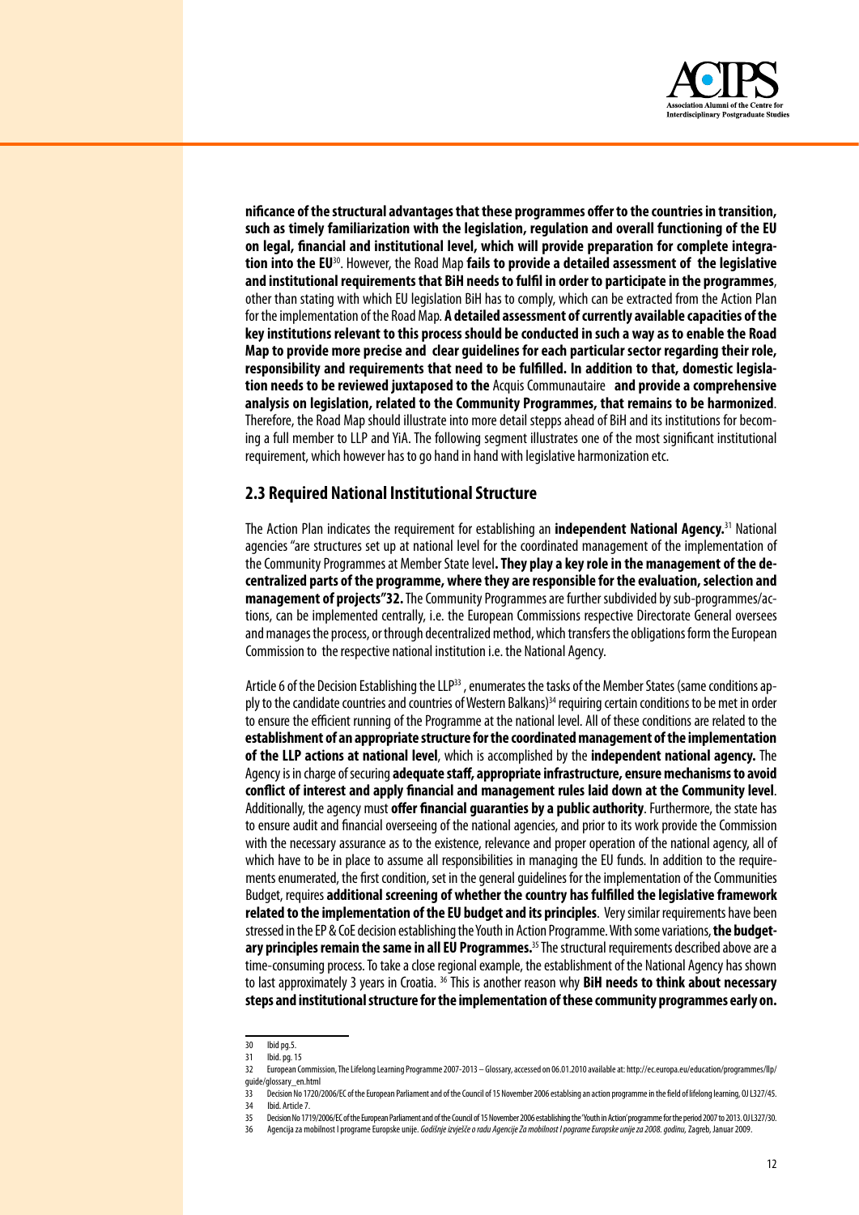**nificance of the structural advantages that these programmes offer to the countries in transition, such as timely familiarization with the legislation, regulation and overall functioning of the EU on legal, financial and institutional level, which will provide preparation for complete integration into the EU**[30]. However, the Road Map **fails to provide a detailed assessment of the legislative and institutional requirements that BiH needs to fulfil in order to participate in the programmes**, other than stating with which EU legislation BiH has to comply, which can be extracted from the Action Plan for the implementation of the Road Map. **A detailed assessment of currently available capacities of the key institutions relevant to this process should be conducted in such a way as to enable the Road Map to provide more precise and clear guidelines for each particular sector regarding their role, responsibility and requirements that need to be fulfilled. In addition to that, domestic legislation needs to be reviewed juxtaposed to the** Acquis Communautaire **and provide a comprehensive analysis on legislation, related to the Community Programmes, that remains to be harmonized**. Therefore, the Road Map should illustrate into more detail stepps ahead of BiH and its institutions for becoming a full member to LLP and YiA. The following segment illustrates one of the most significant institutional requirement, which however has to go hand in hand with legislative harmonization etc.

## 2.3 Required National Institutional Structure

The Action Plan indicates the requirement for establishing an **independent National Agency.**[31] National agencies "are structures set up at national level for the coordinated management of the implementation of the Community Programmes at Member State level**. They play a key role in the management of the decentralized parts of the programme, where they are responsible for the evaluation, selection and management of projects"32.** The Community Programmes are further subdivided by sub-programmes/actions, can be implemented centrally, i.e. the European Commissions respective Directorate General oversees and manages the process, or through decentralized method, which transfers the obligations form the European Commission to the respective national institution i.e. the National Agency.

Article 6 of the Decision Establishing the LLP[33] , enumerates the tasks of the Member States (same conditions apply to the candidate countries and countries of Western Balkans)[34] requiring certain conditions to be met in order to ensure the efficient running of the Programme at the national level. All of these conditions are related to the **establishment of an appropriate structure for the coordinated management of the implementation of the LLP actions at national level**, which is accomplished by the **independent national agency.** The Agency is in charge of securing **adequate staff, appropriate infrastructure, ensure mechanisms to avoid conflict of interest and apply financial and management rules laid down at the Community level**. Additionally, the agency must **offer financial guaranties by a public authority**. Furthermore, the state has to ensure audit and financial overseeing of the national agencies, and prior to its work provide the Commission with the necessary assurance as to the existence, relevance and proper operation of the national agency, all of which have to be in place to assume all responsibilities in managing the EU funds. In addition to the requirements enumerated, the first condition, set in the general guidelines for the implementation of the Communities Budget, requires **additional screening of whether the country has fulfilled the legislative framework related to the implementation of the EU budget and its principles**. Very similar requirements have been stressed in the EP & CoE decision establishing the Youth in Action Programme. With some variations, **the budgetary principles remain the same in all EU Programmes.**[35] The structural requirements described above are a time-consuming process. To take a close regional example, the establishment of the National Agency has shown to last approximately 3 years in Croatia. [36] This is another reason why **BiH needs to think about necessary steps and institutional structure for the implementation of these community programmes early on.**

---

30 Ibid pg.5.

31 Ibid. pg. 15

32 European Commission, The Lifelong Learning Programme 2007-2013 – Glossary, accessed on 06.01.2010 available at: http://ec.europa.eu/education/programmes/llp/guide/glossary_en.html

33 Decision No 1720/2006/EC of the European Parliament and of the Council of 15 November 2006 establsing an action programme in the field of lifelong learning, OJ L327/45.

34 Ibid. Article 7.

35 Decision No 1719/2006/EC of the European Parliament and of the Council of 15 November 2006 establishing the 'Youth in Action' programme for the period 2007 to 2013. OJ L327/30.

36 Agencija za mobilnost I programe Europske unije. *Godišnje izvješće o radu Agencije Za mobilnost I pograme Europske unije za 2008. godinu,* Zagreb, Januar 2009.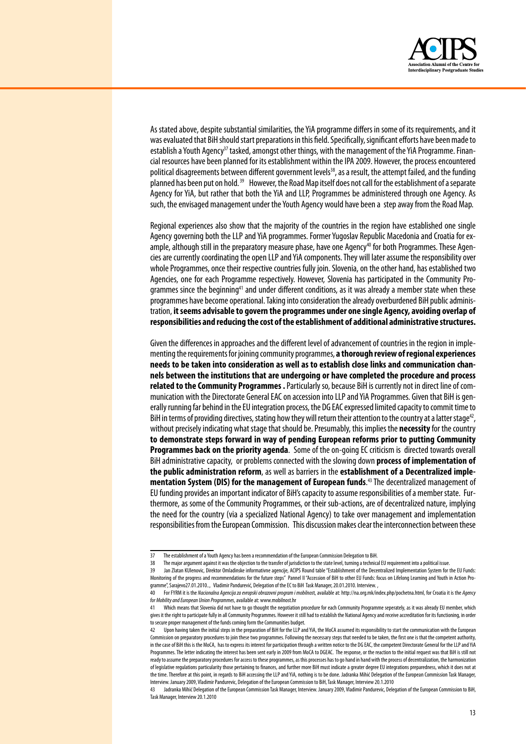As stated above, despite substantial similarities, the YiA programme differs in some of its requirements, and it was evaluated that BiH should start preparations in this field. Specifically, significant efforts have been made to establish a Youth Agency[37] tasked, amongst other things, with the management of the YiA Programme. Financial resources have been planned for its establishment within the IPA 2009. However, the process encountered political disagreements between different government levels[38], as a result, the attempt failed, and the funding planned has been put on hold.[39] However, the Road Map itself does not call for the establishment of a separate Agency for YiA, but rather that both the YiA and LLP, Programmes be administered through one Agency. As such, the envisaged management under the Youth Agency would have been a step away from the Road Map.

Regional experiences also show that the majority of the countries in the region have established one single Agency governing both the LLP and YiA programmes. Former Yugoslav Republic Macedonia and Croatia for example, although still in the preparatory measure phase, have one Agency[40] for both Programmes. These Agencies are currently coordinating the open LLP and YiA components. They will later assume the responsibility over whole Programmes, once their respective countries fully join. Slovenia, on the other hand, has established two Agencies, one for each Programme respectively. However, Slovenia has participated in the Community Programmes since the beginning[41] and under different conditions, as it was already a member state when these programmes have become operational. Taking into consideration the already overburdened BiH public administration, **it seems advisable to govern the programmes under one single Agency, avoiding overlap of responsibilities and reducing the cost of the establishment of additional administrative structures.**

Given the differences in approaches and the different level of advancement of countries in the region in implementing the requirements for joining community programmes, **a thorough review of regional experiences needs to be taken into consideration as well as to establish close links and communication channels between the institutions that are undergoing or have completed the procedure and process related to the Community Programmes .** Particularly so, because BiH is currently not in direct line of communication with the Directorate General EAC on accession into LLP and YiA Programmes. Given that BiH is generally running far behind in the EU integration process, the DG EAC expressed limited capacity to commit time to BiH in terms of providing directives, stating how they will return their attention to the country at a latter stage[42], without precisely indicating what stage that should be. Presumably, this implies the **necessity** for the country **to demonstrate steps forward in way of pending European reforms prior to putting Community Programmes back on the priority agenda**. Some of the on-going EC criticism is directed towards overall BiH administrative capacity, or problems connected with the slowing down **process of implementation of the public administration reform**, as well as barriers in the **establishment of a Decentralized implementation System (DIS) for the management of European funds**.[43] The decentralized management of EU funding provides an important indicator of BiH's capacity to assume responsibilities of a member state. Furthermore, as some of the Community Programmes, or their sub-actions, are of decentralized nature, implying the need for the country (via a specialized National Agency) to take over management and implementation responsibilities from the European Commission. This discussion makes clear the interconnection between these

---

37 The establishment of a Youth Agency has been a recommendation of the European Commission Delegation to BiH.

38 The major argument against it was the objection to the transfer of jurisdiction to the state level, turning a technical EU requirement into a political issue.

39 Jan Zlatan KUlenovic, Direktor Omladinske informativne agencije, ACIPS Round table "Establishment of the Decentralized Implementation System for the EU Funds: Monitoring of the progress and recommendations for the future steps" Pannel II "Accession of BiH to other EU Funds: focus on Lifelong Learning and Youth in Action Programme", Sarajevo27.01.2010.., Vladimir Pandurević, Delegation of the EC to BiH Task Manager, 20.01.2010. Interview. ,

40 For FYRM it is the *Nacionalna Agencija za evropski obrazovni program i mobilnos*t, available at: http://na.org.mk/index.php/pochetna.html, for Croatia it is the *Agency for Mobility and European Union Programmes*, available at: www.mobilnost.hr

41 Which means that Slovenia did not have to go thought the negotiation procedure for each Community Programme seperately, as it was already EU member, which gives it the right to participate fully in all Community Programmes. However it still had to establish the National Agency and receive accreditation for its functioning, in order to secure proper management of the funds coming form the Communities budget.

42 Upon having taken the initial steps in the preparation of BiH for the LLP and YiA, the MoCA assumed its responsibility to start the communication with the European Commission on preparatory procedures to join these two programmes. Following the necessary steps that needed to be taken, the first one is that the competent authority, in the case of BiH this is the MoCA, has to express its interest for participation through a written notice to the DG EAC, the competent Directorate General for the LLP and YiA Programmes. The letter indicating the interest has been sent early in 2009 from MoCA to DGEAC. The response, or the reaction to the initial request was that BiH is still not ready to assume the preparatory procedures for access to these programmes, as this processes has to go hand in hand with the process of decentralization, the harmonization of legislative regulations particularity those pertaining to finances, and further more BiH must indicate a greater degree EU integrations preparedness, which it does not at the time. Therefore at this point, in regards to BiH accessing the LLP and YiA, nothing is to be done. Jadranka Mihić Delegation of the European Commission Task Manager, Interview. January 2009, Vladimir Pandurevic, Delegation of the European Commission to BiH, Task Manager, Interview 20.1.2010

43 Jadranka Mihić Delegation of the European Commission Task Manager, Interview. January 2009, Vladimir Pandurevic, Delegation of the European Commission to BiH, Task Manager, Interview 20.1.2010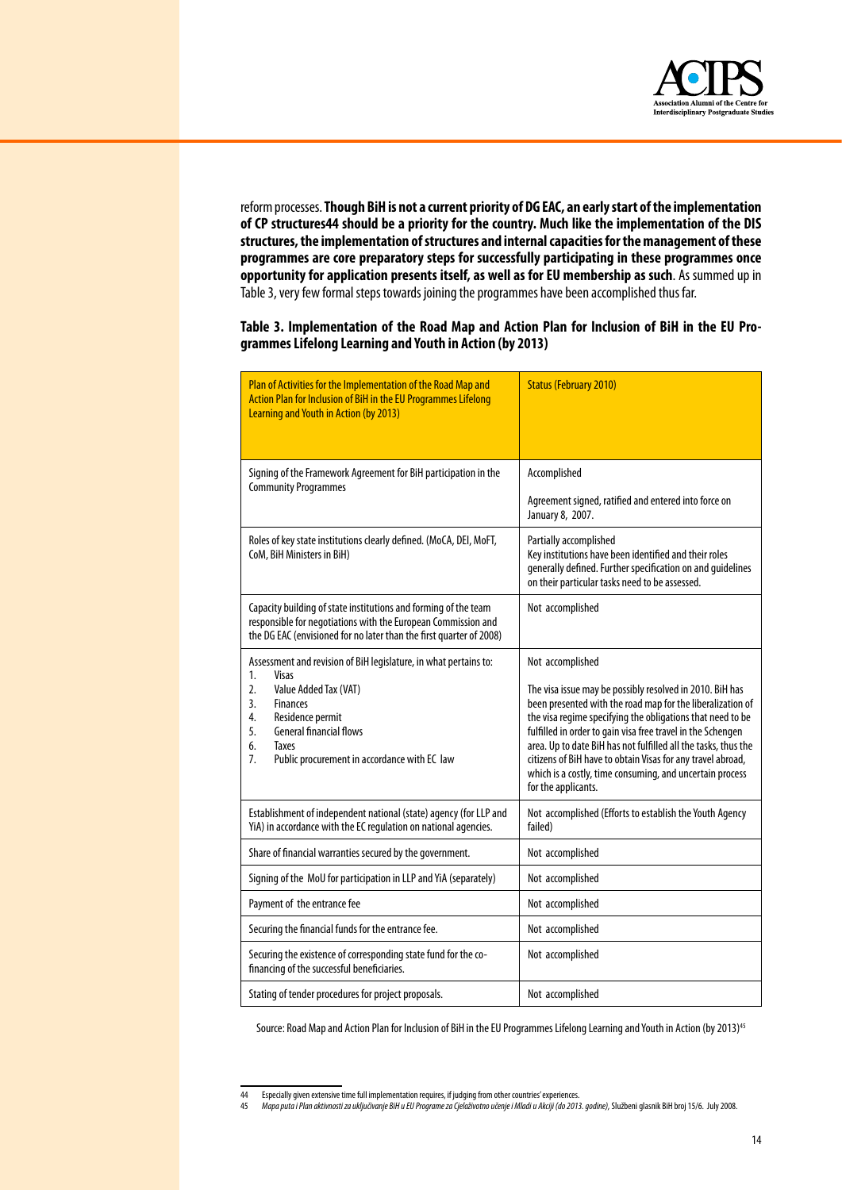reform processes. **Though BiH is not a current priority of DG EAC, an early start of the implementation of CP structures44 should be a priority for the country. Much like the implementation of the DIS structures, the implementation of structures and internal capacities for the management of these programmes are core preparatory steps for successfully participating in these programmes once opportunity for application presents itself, as well as for EU membership as such**. As summed up in Table 3, very few formal steps towards joining the programmes have been accomplished thus far.

**Table 3. Implementation of the Road Map and Action Plan for Inclusion of BiH in the EU Programmes Lifelong Learning and Youth in Action (by 2013)**

| Plan of Activities for the Implementation of the Road Map and Action Plan for Inclusion of BiH in the EU Programmes Lifelong Learning and Youth in Action (by 2013) | Status (February 2010) |
|---|---|
| Signing of the Framework Agreement for BiH participation in the Community Programmes | Accomplished<br><br>Agreement signed, ratified and entered into force on January 8, 2007. |
| Roles of key state institutions clearly defined. (MoCA, DEI, MoFT, CoM, BiH Ministers in BiH) | Partially accomplished<br>Key institutions have been identified and their roles generally defined. Further specification on and guidelines on their particular tasks need to be assessed. |
| Capacity building of state institutions and forming of the team responsible for negotiations with the European Commission and the DG EAC (envisioned for no later than the first quarter of 2008) | Not accomplished |
| Assessment and revision of BiH legislature, in what pertains to:<br>1. Visas<br>2. Value Added Tax (VAT)<br>3. Finances<br>4. Residence permit<br>5. General financial flows<br>6. Taxes<br>7. Public procurement in accordance with EC law | Not accomplished<br><br>The visa issue may be possibly resolved in 2010. BiH has been presented with the road map for the liberalization of the visa regime specifying the obligations that need to be fulfilled in order to gain visa free travel in the Schengen area. Up to date BiH has not fulfilled all the tasks, thus the citizens of BiH have to obtain Visas for any travel abroad, which is a costly, time consuming, and uncertain process for the applicants. |
| Establishment of independent national (state) agency (for LLP and YiA) in accordance with the EC regulation on national agencies. | Not accomplished (Efforts to establish the Youth Agency failed) |
| Share of financial warranties secured by the government. | Not accomplished |
| Signing of the MoU for participation in LLP and YiA (separately) | Not accomplished |
| Payment of the entrance fee | Not accomplished |
| Securing the financial funds for the entrance fee. | Not accomplished |
| Securing the existence of corresponding state fund for the co-financing of the successful beneficiaries. | Not accomplished |
| Stating of tender procedures for project proposals. | Not accomplished |

Source: Road Map and Action Plan for Inclusion of BiH in the EU Programmes Lifelong Learning and Youth in Action (by 2013)[45]

---

44 Especially given extensive time full implementation requires, if judging from other countries' experiences.

45 *Mapa puta i Plan aktivnosti za uključivanje BiH u EU Programe za Cjeloživotno učenje i Mladi u Akciji (do 2013. godine)*, Službeni glasnik BiH broj 15/6. July 2008.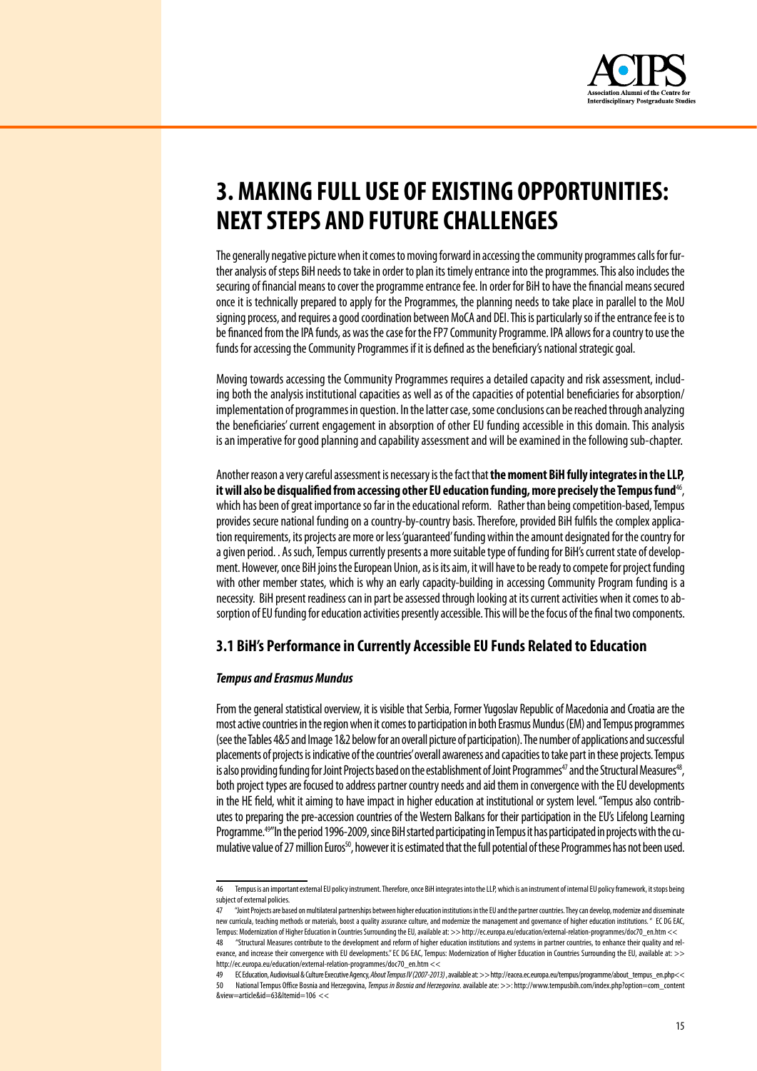# 3. MAKING FULL USE OF EXISTING OPPORTUNITIES: NEXT STEPS AND FUTURE CHALLENGES

The generally negative picture when it comes to moving forward in accessing the community programmes calls for further analysis of steps BiH needs to take in order to plan its timely entrance into the programmes. This also includes the securing of financial means to cover the programme entrance fee. In order for BiH to have the financial means secured once it is technically prepared to apply for the Programmes, the planning needs to take place in parallel to the MoU signing process, and requires a good coordination between MoCA and DEI. This is particularly so if the entrance fee is to be financed from the IPA funds, as was the case for the FP7 Community Programme. IPA allows for a country to use the funds for accessing the Community Programmes if it is defined as the beneficiary's national strategic goal.

Moving towards accessing the Community Programmes requires a detailed capacity and risk assessment, including both the analysis institutional capacities as well as of the capacities of potential beneficiaries for absorption/implementation of programmes in question. In the latter case, some conclusions can be reached through analyzing the beneficiaries' current engagement in absorption of other EU funding accessible in this domain. This analysis is an imperative for good planning and capability assessment and will be examined in the following sub-chapter.

Another reason a very careful assessment is necessary is the fact that **the moment BiH fully integrates in the LLP, it will also be disqualified from accessing other EU education funding, more precisely the Tempus fund**[46], which has been of great importance so far in the educational reform. Rather than being competition-based, Tempus provides secure national funding on a country-by-country basis. Therefore, provided BiH fulfils the complex application requirements, its projects are more or less 'guaranteed' funding within the amount designated for the country for a given period. . As such, Tempus currently presents a more suitable type of funding for BiH's current state of development. However, once BiH joins the European Union, as is its aim, it will have to be ready to compete for project funding with other member states, which is why an early capacity-building in accessing Community Program funding is a necessity. BiH present readiness can in part be assessed through looking at its current activities when it comes to absorption of EU funding for education activities presently accessible. This will be the focus of the final two components.

## 3.1 BiH's Performance in Currently Accessible EU Funds Related to Education

***Tempus and Erasmus Mundus***

From the general statistical overview, it is visible that Serbia, Former Yugoslav Republic of Macedonia and Croatia are the most active countries in the region when it comes to participation in both Erasmus Mundus (EM) and Tempus programmes (see the Tables 4&5 and Image 1&2 below for an overall picture of participation). The number of applications and successful placements of projects is indicative of the countries' overall awareness and capacities to take part in these projects. Tempus is also providing funding for Joint Projects based on the establishment of Joint Programmes[47] and the Structural Measures[48], both project types are focused to address partner country needs and aid them in convergence with the EU developments in the HE field, whit it aiming to have impact in higher education at institutional or system level. "Tempus also contributes to preparing the pre-accession countries of the Western Balkans for their participation in the EU's Lifelong Learning Programme.[49]" In the period 1996-2009, since BiH started participating in Tempus it has participated in projects with the cumulative value of 27 million Euros[50], however it is estimated that the full potential of these Programmes has not been used.

---

46 Tempus is an important external EU policy instrument. Therefore, once BiH integrates into the LLP, which is an instrument of internal EU policy framework, it stops being subject of external policies.

47 "Joint Projects are based on multilateral partnerships between higher education institutions in the EU and the partner countries. They can develop, modernize and disseminate new curricula, teaching methods or materials, boost a quality assurance culture, and modernize the management and governance of higher education institutions. " EC DG EAC, Tempus: Modernization of Higher Education in Countries Surrounding the EU, available at: >> http://ec.europa.eu/education/external-relation-programmes/doc70_en.htm <<

48 "Structural Measures contribute to the development and reform of higher education institutions and systems in partner countries, to enhance their quality and relevance, and increase their convergence with EU developments." EC DG EAC, Tempus: Modernization of Higher Education in Countries Surrounding the EU, available at: >> http://ec.europa.eu/education/external-relation-programmes/doc70_en.htm <<

49 EC Education, Audiovisual & Culture Executive Agency, *About Tempus IV (2007-2013)*, available at: >> http://eacea.ec.europa.eu/tempus/programme/about_tempus_en.php<<

50 National Tempus Office Bosnia and Herzegovina, *Tempus in Bosnia and Herzegovina*. available ate: >>: http://www.tempusbih.com/index.php?option=com_content&view=article&id=63&Itemid=106 <<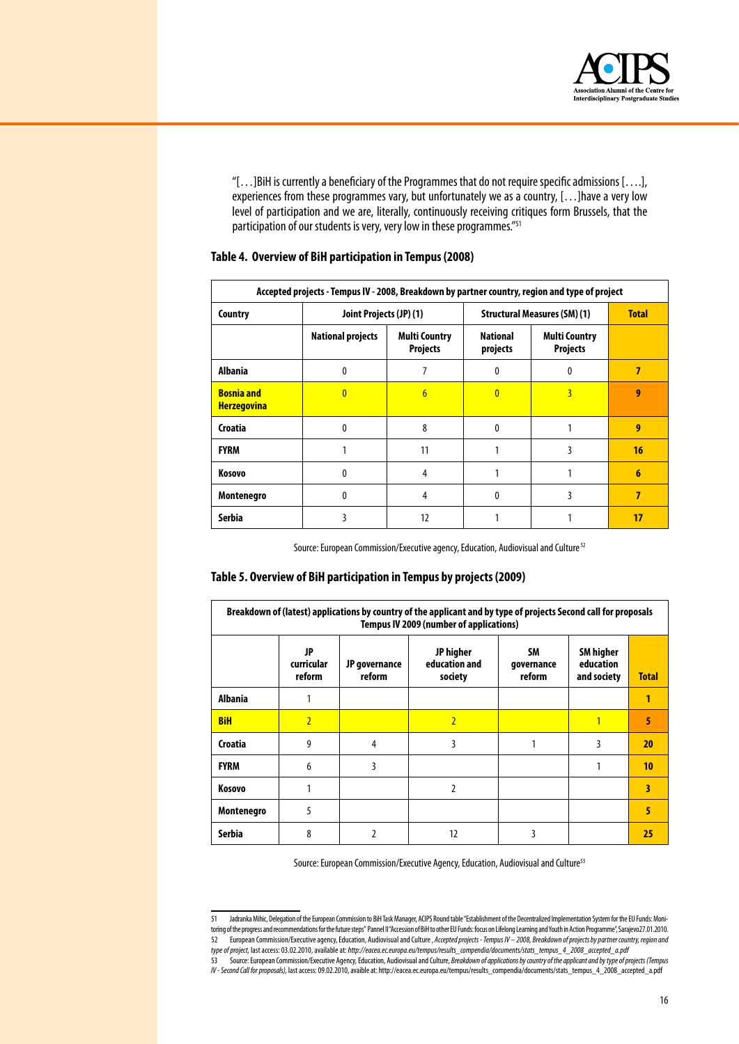"[…]BiH is currently a beneficiary of the Programmes that do not require specific admissions [….], experiences from these programmes vary, but unfortunately we as a country, […]have a very low level of participation and we are, literally, continuously receiving critiques form Brussels, that the participation of our students is very, very low in these programmes."[51]

### Table 4. Overview of BiH participation in Tempus (2008)

| Accepted projects - Tempus IV - 2008, Breakdown by partner country, region and type of project | | | | | |
|---|---|---|---|---|---|
| **Country** | **Joint Projects (JP) (1)** | | **Structural Measures (SM) (1)** | | **Total** |
| | **National projects** | **Multi Country Projects** | **National projects** | **Multi Country Projects** | |
| **Albania** | 0 | 7 | 0 | 0 | **7** |
| **Bosnia and Herzegovina** | 0 | 6 | 0 | 3 | **9** |
| **Croatia** | 0 | 8 | 0 | 1 | **9** |
| **FYRM** | 1 | 11 | 1 | 3 | **16** |
| **Kosovo** | 0 | 4 | 1 | 1 | **6** |
| **Montenegro** | 0 | 4 | 0 | 3 | **7** |
| **Serbia** | 3 | 12 | 1 | 1 | **17** |

Source: European Commission/Executive agency, Education, Audiovisual and Culture[52]

### Table 5. Overview of BiH participation in Tempus by projects (2009)

| Breakdown of (latest) applications by country of the applicant and by type of projects Second call for proposals Tempus IV 2009 (number of applications) | | | | | | |
|---|---|---|---|---|---|---|
| | **JP curricular reform** | **JP governance reform** | **JP higher education and society** | **SM governance reform** | **SM higher education and society** | **Total** |
| **Albania** | 1 | | | | | **1** |
| **BiH** | 2 | | 2 | | 1 | **5** |
| **Croatia** | 9 | 4 | 3 | 1 | 3 | **20** |
| **FYRM** | 6 | 3 | | | 1 | **10** |
| **Kosovo** | 1 | | 2 | | | **3** |
| **Montenegro** | 5 | | | | | **5** |
| **Serbia** | 8 | 2 | 12 | 3 | | **25** |

Source: European Commission/Executive Agency, Education, Audiovisual and Culture[53]

---

51 Jadranka Mihic, Delegation of the European Commission to BiH Task Manager, ACIPS Round table "Establishment of the Decentralized Implementation System for the EU Funds: Monitoring of the progress and recommendations for the future steps" Pannel II "Accession of BiH to other EU Funds: focus on Lifelong Learning and Youth in Action Programme", Sarajevo27.01.2010.

52 European Commission/Executive agency, Education, Audiovisual and Culture , *Accepted projects - Tempus IV – 2008, Breakdown of projects by partner country, region and type of project,* last access: 03.02.2010, available at: *http://eacea.ec.europa.eu/tempus/results_compendia/documents/stats_tempus_4_2008_accepted_a.pdf*

53 Source: European Commission/Executive Agency, Education, Audiovisual and Culture, *Breakdown of applications by country of the applicant and by type of projects (Tempus IV - Second Call for proposals),* last access: 09.02.2010, avaible at: http://eacea.ec.europa.eu/tempus/results_compendia/documents/stats_tempus_4_2008_accepted_a.pdf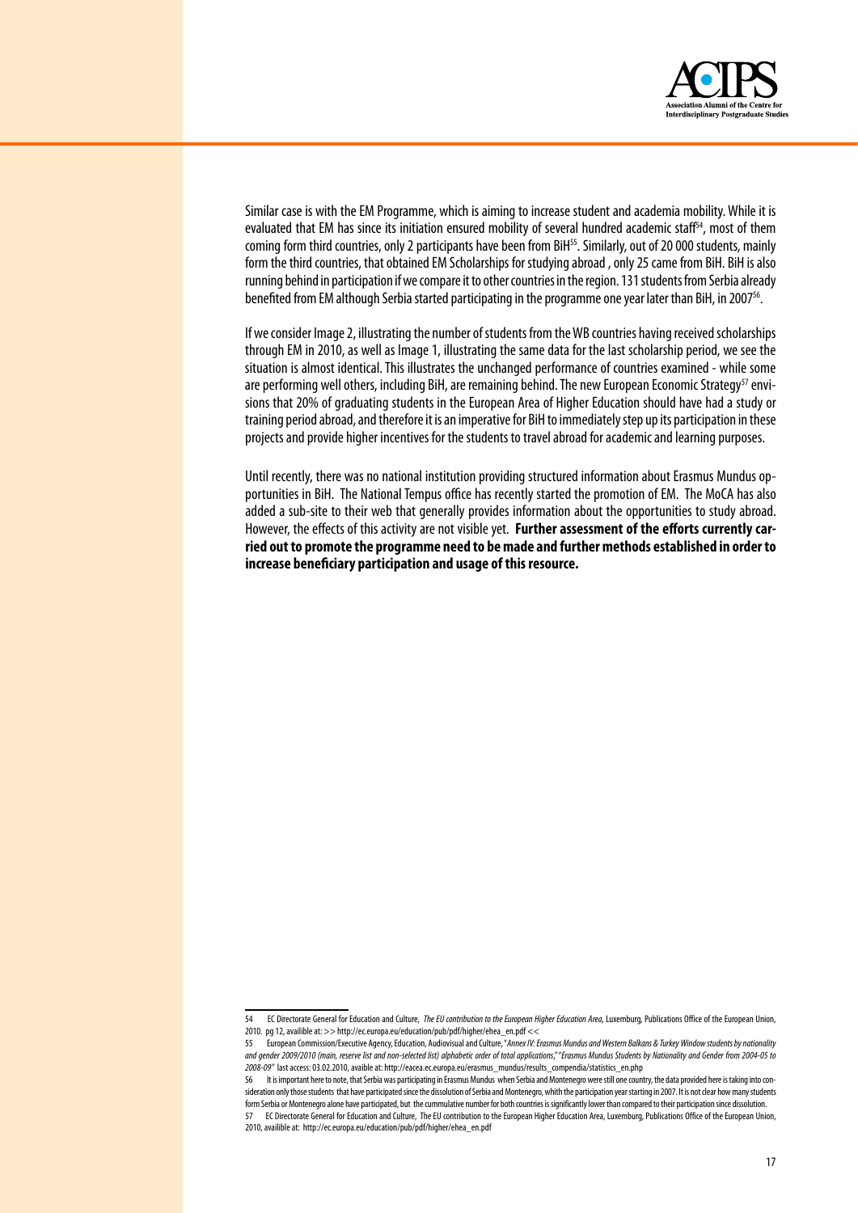Similar case is with the EM Programme, which is aiming to increase student and academia mobility. While it is evaluated that EM has since its initiation ensured mobility of several hundred academic staff[54], most of them coming form third countries, only 2 participants have been from BiH[55]. Similarly, out of 20 000 students, mainly form the third countries, that obtained EM Scholarships for studying abroad , only 25 came from BiH. BiH is also running behind in participation if we compare it to other countries in the region. 131 students from Serbia already benefited from EM although Serbia started participating in the programme one year later than BiH, in 2007[56].

If we consider Image 2, illustrating the number of students from the WB countries having received scholarships through EM in 2010, as well as Image 1, illustrating the same data for the last scholarship period, we see the situation is almost identical. This illustrates the unchanged performance of countries examined - while some are performing well others, including BiH, are remaining behind. The new European Economic Strategy[57] envisions that 20% of graduating students in the European Area of Higher Education should have had a study or training period abroad, and therefore it is an imperative for BiH to immediately step up its participation in these projects and provide higher incentives for the students to travel abroad for academic and learning purposes.

Until recently, there was no national institution providing structured information about Erasmus Mundus opportunities in BiH. The National Tempus office has recently started the promotion of EM. The MoCA has also added a sub-site to their web that generally provides information about the opportunities to study abroad. However, the effects of this activity are not visible yet. **Further assessment of the efforts currently carried out to promote the programme need to be made and further methods established in order to increase beneficiary participation and usage of this resource.**

---

54 EC Directorate General for Education and Culture, *The EU contribution to the European Higher Education Area*, Luxemburg, Publications Office of the European Union, 2010. pg 12, availible at: >> http://ec.europa.eu/education/pub/pdf/higher/ehea_en.pdf <<

55 European Commission/Executive Agency, Education, Audiovisual and Culture, "*Annex IV: Erasmus Mundus and Western Balkans & Turkey Window students by nationality and gender 2009/2010 (main, reserve list and non-selected list) alphabetic order of total applications*," "*Erasmus Mundus Students by Nationality and Gender from 2004-05 to 2008-09*" last access: 03.02.2010, avaible at: http://eacea.ec.europa.eu/erasmus_mundus/results_compendia/statistics_en.php

56 It is important here to note, that Serbia was participating in Erasmus Mundus when Serbia and Montenegro were still one country, the data provided here is taking into consideration only those students that have participated since the dissolution of Serbia and Montenegro, whith the participation year starting in 2007. It is not clear how many students form Serbia or Montenegro alone have participated, but the cummulative number for both countries is significantly lower than compared to their participation since dissolution.

57 EC Directorate General for Education and Culture, The EU contribution to the European Higher Education Area, Luxemburg, Publications Office of the European Union, 2010, availible at: http://ec.europa.eu/education/pub/pdf/higher/ehea_en.pdf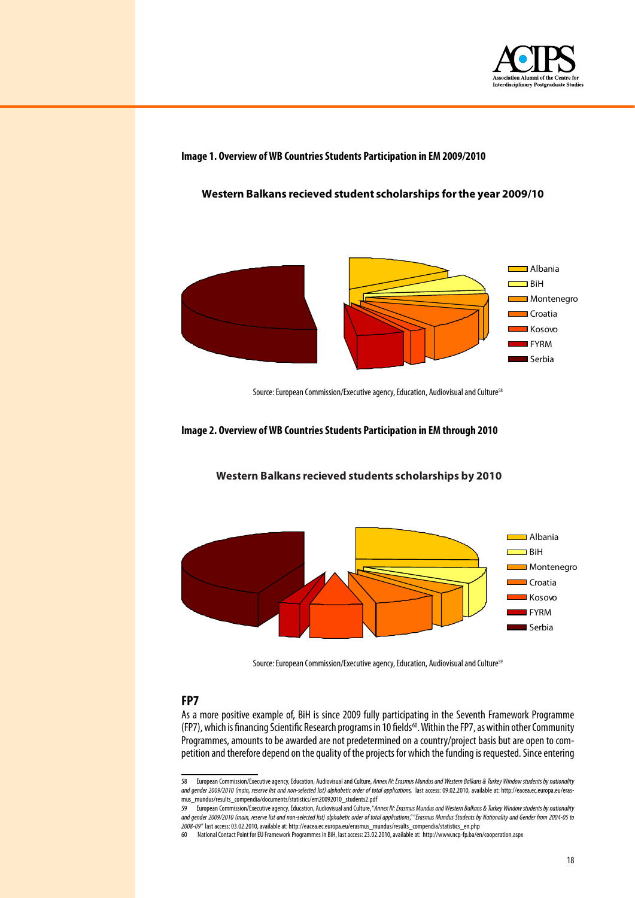**Image 1. Overview of WB Countries Students Participation in EM 2009/2010**

**Western Balkans recieved student scholarships for the year 2009/10**

Albania
BiH
Montenegro
Croatia
Kosovo
FYRM
Serbia

Source: European Commission/Executive agency, Education, Audiovisual and Culture[58]

**Image 2. Overview of WB Countries Students Participation in EM through 2010**

**Western Balkans recieved students scholarships by 2010**

Albania
BiH
Montenegro
Croatia
Kosovo
FYRM
Serbia

Source: European Commission/Executive agency, Education, Audiovisual and Culture[59]

## FP7

As a more positive example of, BiH is since 2009 fully participating in the Seventh Framework Programme (FP7), which is financing Scientific Research programs in 10 fields[60]. Within the FP7, as within other Community Programmes, amounts to be awarded are not predetermined on a country/project basis but are open to competition and therefore depend on the quality of the projects for which the funding is requested. Since entering

---

58 European Commission/Executive agency, Education, Audiovisual and Culture, *Annex IV: Erasmus Mundus and Western Balkans & Turkey Window students by nationality and gender 2009/2010 (main, reserve list and non-selected list) alphabetic order of total applications*, last access: 09.02.2010, available at: http://eacea.ec.europa.eu/erasmus_mundus/results_compendia/documents/statistics/em20092010_students2.pdf

59 European Commission/Executive agency, Education, Audiovisual and Culture, "*Annex IV: Erasmus Mundus and Western Balkans & Turkey Window students by nationality and gender 2009/2010 (main, reserve list and non-selected list) alphabetic order of total applications*," "*Erasmus Mundus Students by Nationality and Gender from 2004-05 to 2008-09*" last access: 03.02.2010, available at: http://eacea.ec.europa.eu/erasmus_mundus/results_compendia/statistics_en.php

60 National Contact Point for EU Framework Programmes in BiH, last access: 23.02.2010, available at: http://www.ncp-fp.ba/en/cooperation.aspx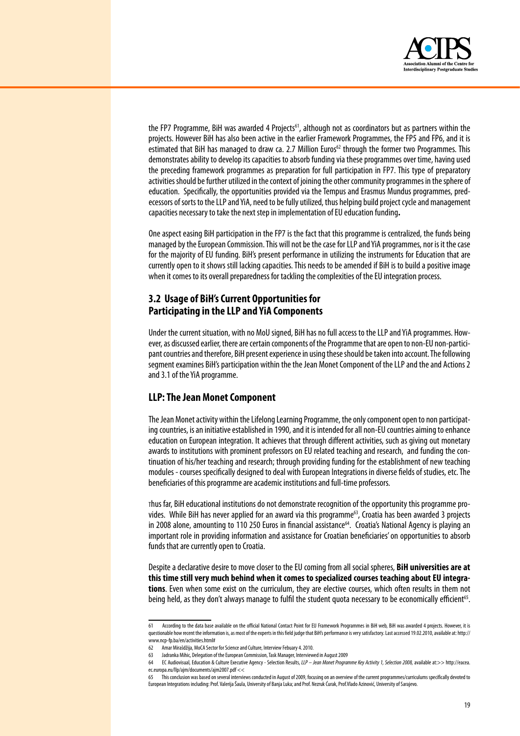the FP7 Programme, BiH was awarded 4 Projects[61], although not as coordinators but as partners within the projects. However BiH has also been active in the earlier Framework Programmes, the FP5 and FP6, and it is estimated that BiH has managed to draw ca. 2.7 Million Euros[62] through the former two Programmes. This demonstrates ability to develop its capacities to absorb funding via these programmes over time, having used the preceding framework programmes as preparation for full participation in FP7. This type of preparatory activities should be further utilized in the context of joining the other community programmes in the sphere of education. Specifically, the opportunities provided via the Tempus and Erasmus Mundus programmes, predecessors of sorts to the LLP and YiA, need to be fully utilized, thus helping build project cycle and management capacities necessary to take the next step in implementation of EU education funding**.**

One aspect easing BiH participation in the FP7 is the fact that this programme is centralized, the funds being managed by the European Commission. This will not be the case for LLP and YiA programmes, nor is it the case for the majority of EU funding. BiH's present performance in utilizing the instruments for Education that are currently open to it shows still lacking capacities. This needs to be amended if BiH is to build a positive image when it comes to its overall preparedness for tackling the complexities of the EU integration process.

## 3.2 Usage of BiH's Current Opportunities for Participating in the LLP and YiA Components

Under the current situation, with no MoU signed, BiH has no full access to the LLP and YiA programmes. However, as discussed earlier, there are certain components of the Programme that are open to non-EU non-participant countries and therefore, BiH present experience in using these should be taken into account. The following segment examines BiH's participation within the the Jean Monet Component of the LLP and the and Actions 2 and 3.1 of the YiA programme.

## LLP: The Jean Monet Component

The Jean Monet activity within the Lifelong Learning Programme, the only component open to non participating countries, is an initiative established in 1990, and it is intended for all non-EU countries aiming to enhance education on European integration. It achieves that through different activities, such as giving out monetary awards to institutions with prominent professors on EU related teaching and research, and funding the continuation of his/her teaching and research; through providing funding for the establishment of new teaching modules - courses specifically designed to deal with European Integrations in diverse fields of studies, etc. The beneficiaries of this programme are academic institutions and full-time professors.

Thus far, BiH educational institutions do not demonstrate recognition of the opportunity this programme provides. While BiH has never applied for an award via this programme[63], Croatia has been awarded 3 projects in 2008 alone, amounting to 110 250 Euros in financial assistance[64]. Croatia's National Agency is playing an important role in providing information and assistance for Croatian beneficiaries' on opportunities to absorb funds that are currently open to Croatia.

Despite a declarative desire to move closer to the EU coming from all social spheres, **BiH universities are at this time still very much behind when it comes to specialized courses teaching about EU integrations**. Even when some exist on the curriculum, they are elective courses, which often results in them not being held, as they don't always manage to fulfil the student quota necessary to be economically efficient[65].

---

61 According to the data base available on the official National Contact Point for EU Framework Programmes in BiH web, BiH was awarded 4 projects. However, it is questionable how recent the information is, as most of the experts in this field judge that BiH's performance is very satisfactory. Last accessed 19.02.2010, available at: http://www.ncp-fp.ba/en/activities.html#

62 Amar Mirašdžija, MoCA Sector for Science and Culture, Interview Febuary 4. 2010.

63 Jadranka Mihic, Delegation of the European Commission, Task Manager, Interviewed in August 2009

64 EC Audiovisual, Education & Culture Executive Agency - Selection Results, *LLP – Jean Monet Programme Key Activity 1, Selection 2008,* available at:>> http://eacea.ec.europa.eu/llp/ajm/documents/ajm2007.pdf <<

65 This conclusion was based on several interviews conducted in August of 2009, focusing on an overview of the current programmes/curriculums specifically devoted to European Integrations including: Prof. Valerija Šaula, University of Banja Luka; and Prof. Nezruk Ćurak, Prof.Vlado Azinović, University of Sarajevo.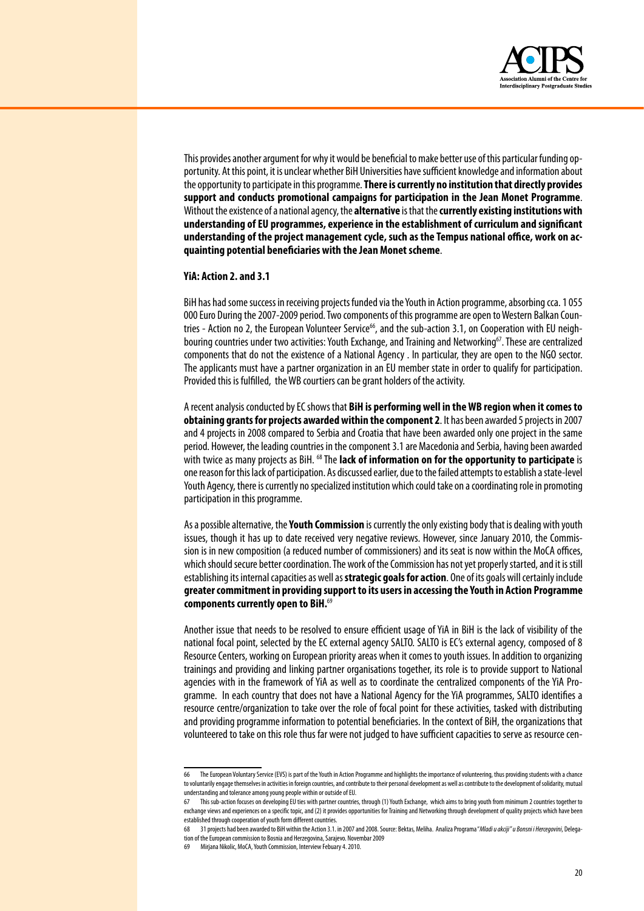This provides another argument for why it would be beneficial to make better use of this particular funding opportunity. At this point, it is unclear whether BiH Universities have sufficient knowledge and information about the opportunity to participate in this programme. **There is currently no institution that directly provides support and conducts promotional campaigns for participation in the Jean Monet Programme**. Without the existence of a national agency, the **alternative** is that the **currently existing institutions with understanding of EU programmes, experience in the establishment of curriculum and significant understanding of the project management cycle, such as the Tempus national office, work on acquainting potential beneficiaries with the Jean Monet scheme**.

**YiA: Action 2. and 3.1**

BiH has had some success in receiving projects funded via the Youth in Action programme, absorbing cca. 1 055 000 Euro During the 2007-2009 period. Two components of this programme are open to Western Balkan Countries - Action no 2, the European Volunteer Service[66], and the sub-action 3.1, on Cooperation with EU neighbouring countries under two activities: Youth Exchange, and Training and Networking[67]. These are centralized components that do not the existence of a National Agency . In particular, they are open to the NGO sector. The applicants must have a partner organization in an EU member state in order to qualify for participation. Provided this is fulfilled, the WB courtiers can be grant holders of the activity.

A recent analysis conducted by EC shows that **BiH is performing well in the WB region when it comes to obtaining grants for projects awarded within the component 2**. It has been awarded 5 projects in 2007 and 4 projects in 2008 compared to Serbia and Croatia that have been awarded only one project in the same period. However, the leading countries in the component 3.1 are Macedonia and Serbia, having been awarded with twice as many projects as BiH. [68] The **lack of information on for the opportunity to participate** is one reason for this lack of participation. As discussed earlier, due to the failed attempts to establish a state-level Youth Agency, there is currently no specialized institution which could take on a coordinating role in promoting participation in this programme.

As a possible alternative, the **Youth Commission** is currently the only existing body that is dealing with youth issues, though it has up to date received very negative reviews. However, since January 2010, the Commission is in new composition (a reduced number of commissioners) and its seat is now within the MoCA offices, which should secure better coordination. The work of the Commission has not yet properly started, and it is still establishing its internal capacities as well as **strategic goals for action**. One of its goals will certainly include **greater commitment in providing support to its users in accessing the Youth in Action Programme components currently open to BiH.**[69]

Another issue that needs to be resolved to ensure efficient usage of YiA in BiH is the lack of visibility of the national focal point, selected by the EC external agency SALTO. SALTO is EC's external agency, composed of 8 Resource Centers, working on European priority areas when it comes to youth issues. In addition to organizing trainings and providing and linking partner organisations together, its role is to provide support to National agencies with in the framework of YiA as well as to coordinate the centralized components of the YiA Programme. In each country that does not have a National Agency for the YiA programmes, SALTO identifies a resource centre/organization to take over the role of focal point for these activities, tasked with distributing and providing programme information to potential beneficiaries. In the context of BiH, the organizations that volunteered to take on this role thus far were not judged to have sufficient capacities to serve as resource cen-

---

66 The European Voluntary Service (EVS) is part of the Youth in Action Programme and highlights the importance of volunteering, thus providing students with a chance to voluntarily engage themselves in activities in foreign countries, and contribute to their personal development as well as contribute to the development of solidarity, mutual understanding and tolerance among young people within or outside of EU.

67 This sub-action focuses on developing EU ties with partner countries, through (1) Youth Exchange, which aims to bring youth from minimum 2 countries together to exchange views and experiences on a specific topic, and (2) it provides opportunities for Training and Networking through development of quality projects which have been established through cooperation of youth form different countries.

68 31 projects had been awarded to BiH within the Action 3.1. in 2007 and 2008. Source: Bektas, Meliha. Analiza Programa "*Mladi u akciji" u Bonsni i Hercegovini*, Delegation of the European commission to Bosnia and Herzegovina, Sarajevo. Novembar 2009

69 Mirjana Nikolic, MoCA, Youth Commission, Interview Febuary 4. 2010.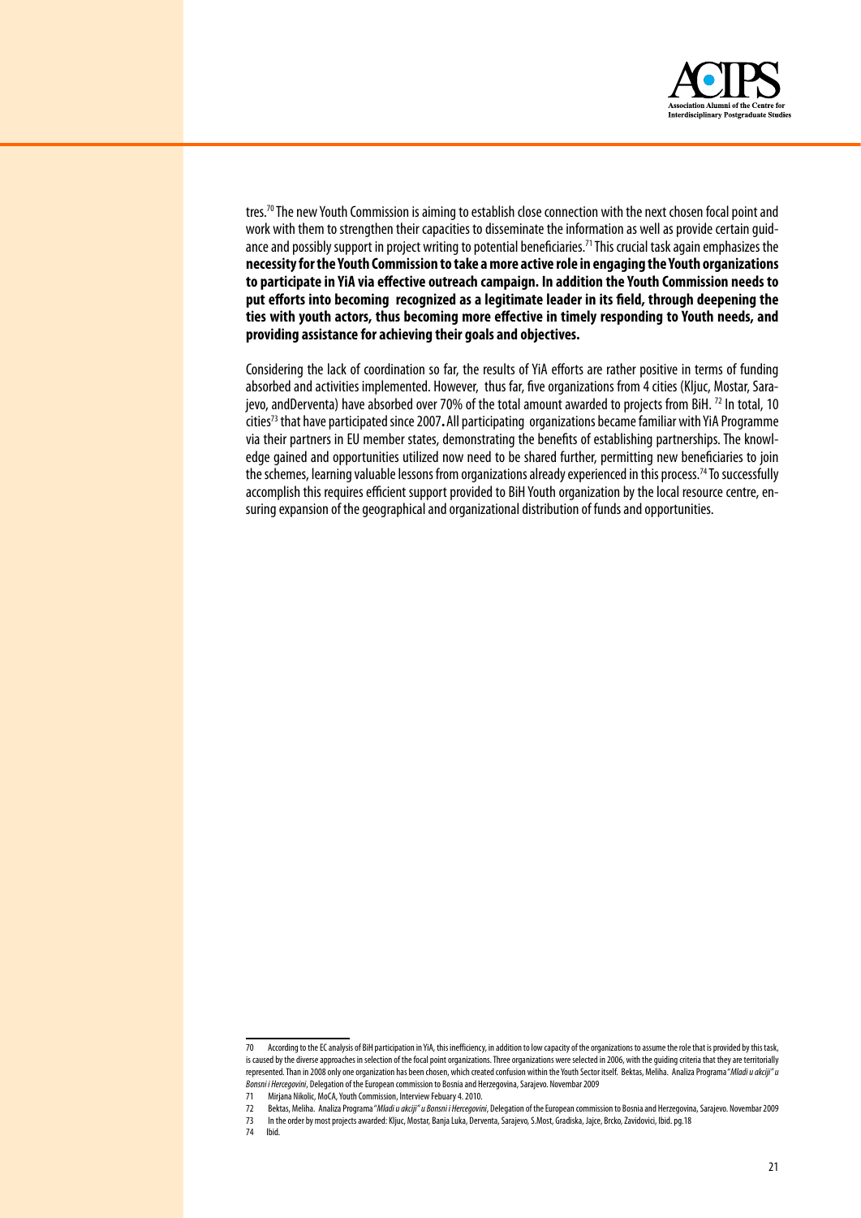tres.[70] The new Youth Commission is aiming to establish close connection with the next chosen focal point and work with them to strengthen their capacities to disseminate the information as well as provide certain guidance and possibly support in project writing to potential beneficiaries.[71] This crucial task again emphasizes the **necessity for the Youth Commission to take a more active role in engaging the Youth organizations to participate in YiA via effective outreach campaign. In addition the Youth Commission needs to put efforts into becoming recognized as a legitimate leader in its field, through deepening the ties with youth actors, thus becoming more effective in timely responding to Youth needs, and providing assistance for achieving their goals and objectives.**

Considering the lack of coordination so far, the results of YiA efforts are rather positive in terms of funding absorbed and activities implemented. However, thus far, five organizations from 4 cities (Kljuc, Mostar, Sarajevo, andDerventa) have absorbed over 70% of the total amount awarded to projects from BiH. [72] In total, 10 cities[73] that have participated since 2007**.** All participating organizations became familiar with YiA Programme via their partners in EU member states, demonstrating the benefits of establishing partnerships. The knowledge gained and opportunities utilized now need to be shared further, permitting new beneficiaries to join the schemes, learning valuable lessons from organizations already experienced in this process.[74] To successfully accomplish this requires efficient support provided to BiH Youth organization by the local resource centre, ensuring expansion of the geographical and organizational distribution of funds and opportunities.

---

70 According to the EC analysis of BiH participation in YiA, this inefficiency, in addition to low capacity of the organizations to assume the role that is provided by this task, is caused by the diverse approaches in selection of the focal point organizations. Three organizations were selected in 2006, with the guiding criteria that they are territorially represented. Than in 2008 only one organization has been chosen, which created confusion within the Youth Sector itself. Bektas, Meliha. Analiza Programa "*Mladi u akciji" u Bonsni i Hercegovini*, Delegation of the European commission to Bosnia and Herzegovina, Sarajevo. Novembar 2009

71 Mirjana Nikolic, MoCA, Youth Commission, Interview Febuary 4. 2010.

72 Bektas, Meliha. Analiza Programa "*Mladi u akciji" u Bonsni i Hercegovini*, Delegation of the European commission to Bosnia and Herzegovina, Sarajevo. Novembar 2009

73 In the order by most projects awarded: Kljuc, Mostar, Banja Luka, Derventa, Sarajevo, S.Most, Gradiska, Jajce, Brcko, Zavidovici, Ibid. pg.18

74 Ibid.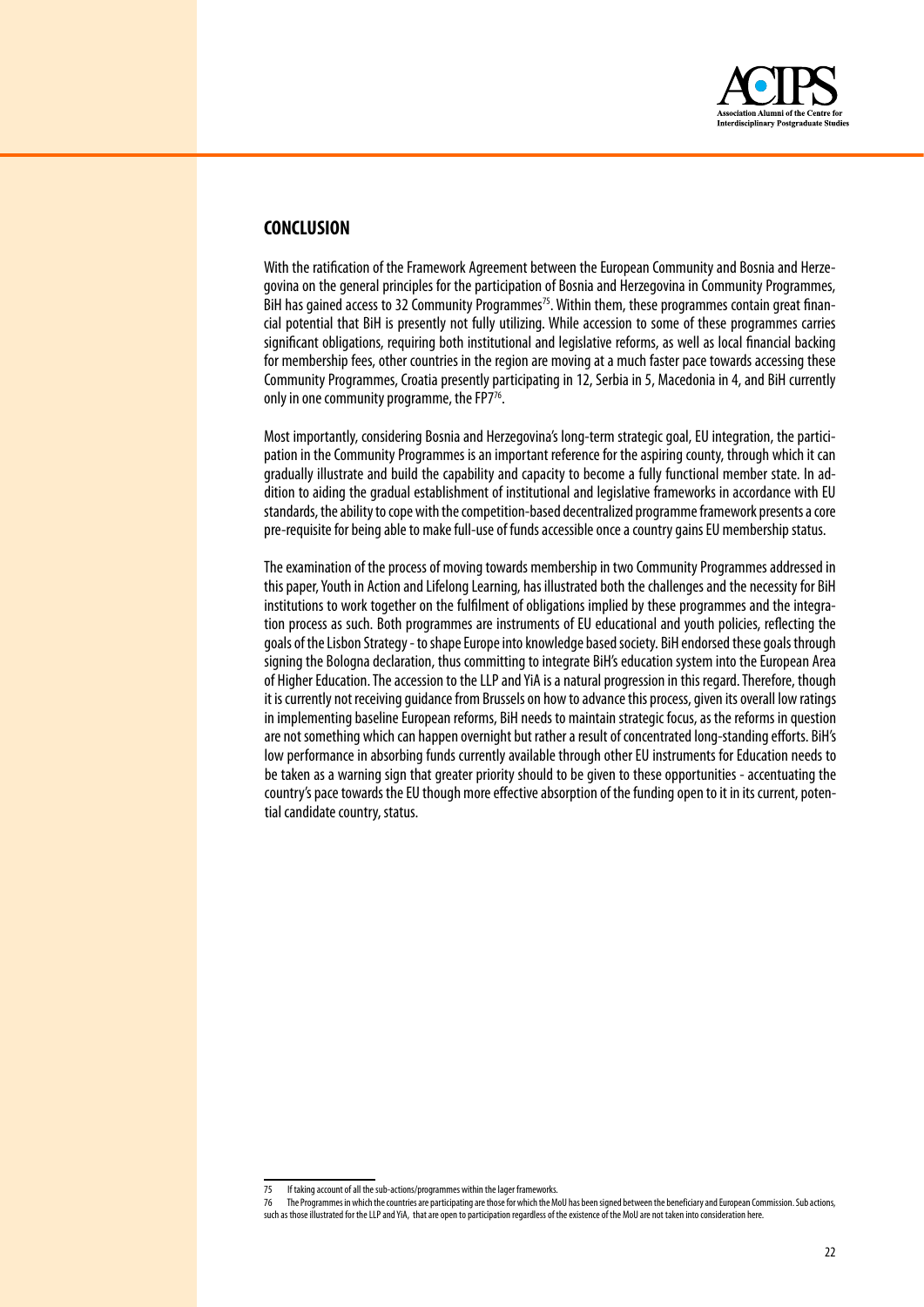## CONCLUSION

With the ratification of the Framework Agreement between the European Community and Bosnia and Herzegovina on the general principles for the participation of Bosnia and Herzegovina in Community Programmes, BiH has gained access to 32 Community Programmes[75]. Within them, these programmes contain great financial potential that BiH is presently not fully utilizing. While accession to some of these programmes carries significant obligations, requiring both institutional and legislative reforms, as well as local financial backing for membership fees, other countries in the region are moving at a much faster pace towards accessing these Community Programmes, Croatia presently participating in 12, Serbia in 5, Macedonia in 4, and BiH currently only in one community programme, the FP7[76].

Most importantly, considering Bosnia and Herzegovina's long-term strategic goal, EU integration, the participation in the Community Programmes is an important reference for the aspiring county, through which it can gradually illustrate and build the capability and capacity to become a fully functional member state. In addition to aiding the gradual establishment of institutional and legislative frameworks in accordance with EU standards, the ability to cope with the competition-based decentralized programme framework presents a core pre-requisite for being able to make full-use of funds accessible once a country gains EU membership status.

The examination of the process of moving towards membership in two Community Programmes addressed in this paper, Youth in Action and Lifelong Learning, has illustrated both the challenges and the necessity for BiH institutions to work together on the fulfilment of obligations implied by these programmes and the integration process as such. Both programmes are instruments of EU educational and youth policies, reflecting the goals of the Lisbon Strategy - to shape Europe into knowledge based society. BiH endorsed these goals through signing the Bologna declaration, thus committing to integrate BiH's education system into the European Area of Higher Education. The accession to the LLP and YiA is a natural progression in this regard. Therefore, though it is currently not receiving guidance from Brussels on how to advance this process, given its overall low ratings in implementing baseline European reforms, BiH needs to maintain strategic focus, as the reforms in question are not something which can happen overnight but rather a result of concentrated long-standing efforts. BiH's low performance in absorbing funds currently available through other EU instruments for Education needs to be taken as a warning sign that greater priority should to be given to these opportunities - accentuating the country's pace towards the EU though more effective absorption of the funding open to it in its current, potential candidate country, status.

---

75 If taking account of all the sub-actions/programmes within the lager frameworks.

76 The Programmes in which the countries are participating are those for which the MoU has been signed between the beneficiary and European Commission. Sub actions, such as those illustrated for the LLP and YiA, that are open to participation regardless of the existence of the MoU are not taken into consideration here.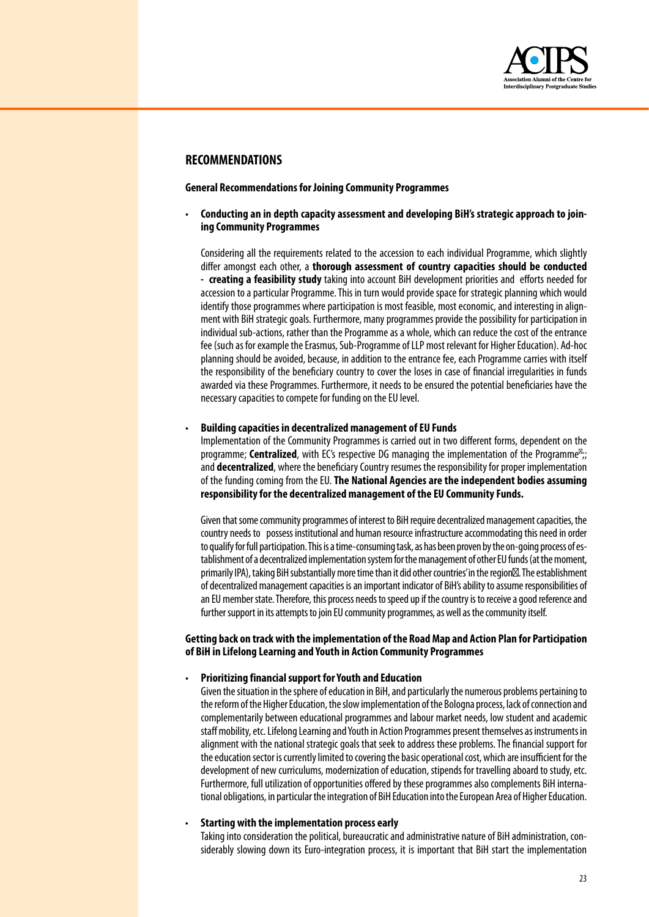## RECOMMENDATIONS

### General Recommendations for Joining Community Programmes

- **Conducting an in depth capacity assessment and developing BiH's strategic approach to joining Community Programmes**

  Considering all the requirements related to the accession to each individual Programme, which slightly differ amongst each other, a **thorough assessment of country capacities should be conducted - creating a feasibility study** taking into account BiH development priorities and efforts needed for accession to a particular Programme. This in turn would provide space for strategic planning which would identify those programmes where participation is most feasible, most economic, and interesting in alignment with BiH strategic goals. Furthermore, many programmes provide the possibility for participation in individual sub-actions, rather than the Programme as a whole, which can reduce the cost of the entrance fee (such as for example the Erasmus, Sub-Programme of LLP most relevant for Higher Education). Ad-hoc planning should be avoided, because, in addition to the entrance fee, each Programme carries with itself the responsibility of the beneficiary country to cover the loses in case of financial irregularities in funds awarded via these Programmes. Furthermore, it needs to be ensured the potential beneficiaries have the necessary capacities to compete for funding on the EU level.

- **Building capacities in decentralized management of EU Funds**

  Implementation of the Community Programmes is carried out in two different forms, dependent on the programme; **Centralized**, with EC's respective DG managing the implementation of the Programme;; and **decentralized**, where the beneficiary Country resumes the responsibility for proper implementation of the funding coming from the EU. **The National Agencies are the independent bodies assuming responsibility for the decentralized management of the EU Community Funds.**

  Given that some community programmes of interest to BiH require decentralized management capacities, the country needs to possess institutional and human resource infrastructure accommodating this need in order to qualify for full participation. This is a time-consuming task, as has been proven by the on-going process of establishment of a decentralized implementation system for the management of other EU funds (at the moment, primarily IPA), taking BiH substantially more time than it did other countries' in the region. The establishment of decentralized management capacities is an important indicator of BiH's ability to assume responsibilities of an EU member state. Therefore, this process needs to speed up if the country is to receive a good reference and further support in its attempts to join EU community programmes, as well as the community itself.

### Getting back on track with the implementation of the Road Map and Action Plan for Participation of BiH in Lifelong Learning and Youth in Action Community Programmes

- **Prioritizing financial support for Youth and Education**

  Given the situation in the sphere of education in BiH, and particularly the numerous problems pertaining to the reform of the Higher Education, the slow implementation of the Bologna process, lack of connection and complementarily between educational programmes and labour market needs, low student and academic staff mobility, etc. Lifelong Learning and Youth in Action Programmes present themselves as instruments in alignment with the national strategic goals that seek to address these problems. The financial support for the education sector is currently limited to covering the basic operational cost, which are insufficient for the development of new curriculums, modernization of education, stipends for travelling aboard to study, etc. Furthermore, full utilization of opportunities offered by these programmes also complements BiH international obligations, in particular the integration of BiH Education into the European Area of Higher Education.

- **Starting with the implementation process early**

  Taking into consideration the political, bureaucratic and administrative nature of BiH administration, considerably slowing down its Euro-integration process, it is important that BiH start the implementation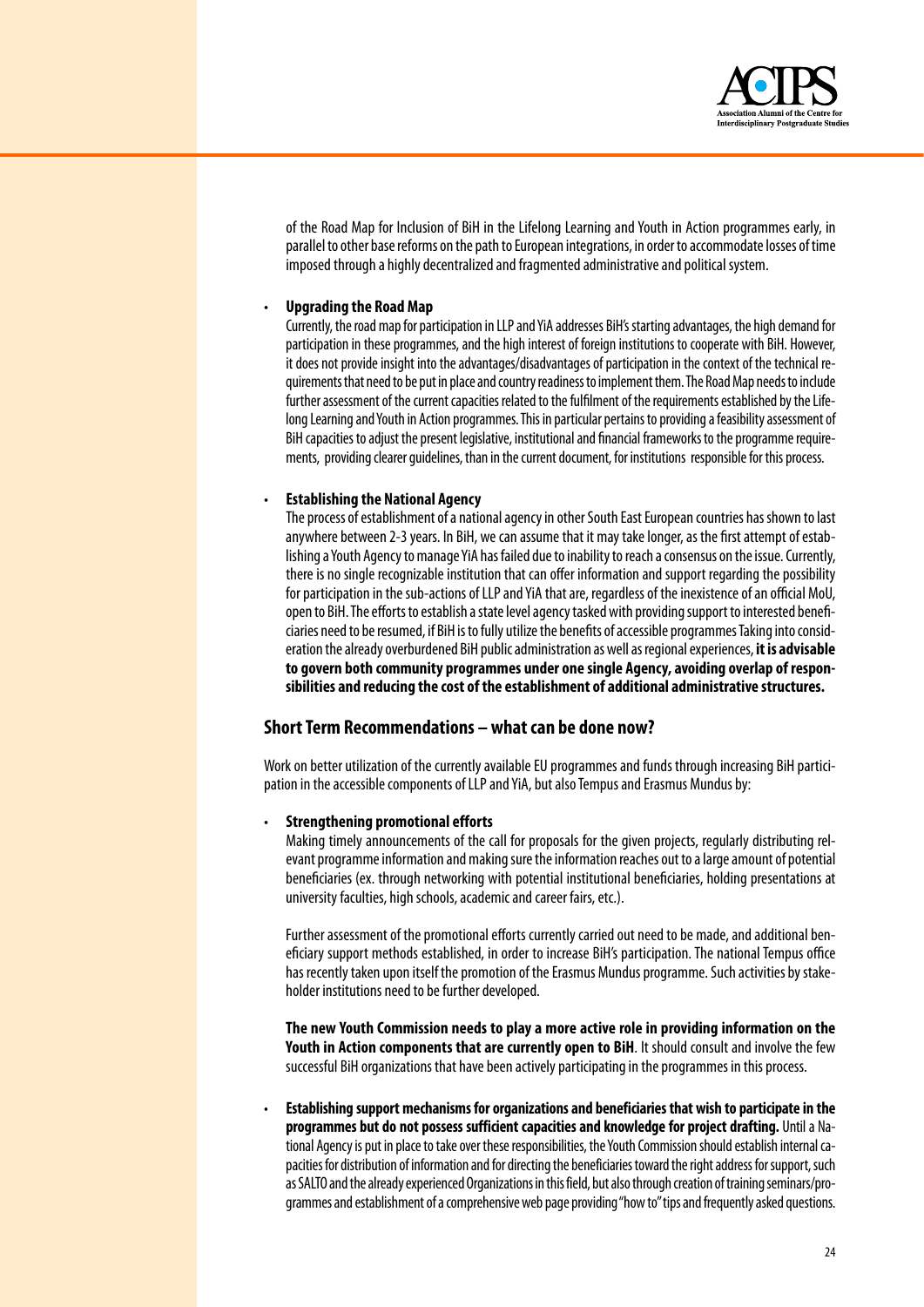of the Road Map for Inclusion of BiH in the Lifelong Learning and Youth in Action programmes early, in parallel to other base reforms on the path to European integrations, in order to accommodate losses of time imposed through a highly decentralized and fragmented administrative and political system.

- **Upgrading the Road Map**

  Currently, the road map for participation in LLP and YiA addresses BiH's starting advantages, the high demand for participation in these programmes, and the high interest of foreign institutions to cooperate with BiH. However, it does not provide insight into the advantages/disadvantages of participation in the context of the technical requirements that need to be put in place and country readiness to implement them. The Road Map needs to include further assessment of the current capacities related to the fulfilment of the requirements established by the Lifelong Learning and Youth in Action programmes. This in particular pertains to providing a feasibility assessment of BiH capacities to adjust the present legislative, institutional and financial frameworks to the programme requirements, providing clearer guidelines, than in the current document, for institutions responsible for this process.

- **Establishing the National Agency**

  The process of establishment of a national agency in other South East European countries has shown to last anywhere between 2-3 years. In BiH, we can assume that it may take longer, as the first attempt of establishing a Youth Agency to manage YiA has failed due to inability to reach a consensus on the issue. Currently, there is no single recognizable institution that can offer information and support regarding the possibility for participation in the sub-actions of LLP and YiA that are, regardless of the inexistence of an official MoU, open to BiH. The efforts to establish a state level agency tasked with providing support to interested beneficiaries need to be resumed, if BiH is to fully utilize the benefits of accessible programmes Taking into consideration the already overburdened BiH public administration as well as regional experiences, **it is advisable to govern both community programmes under one single Agency, avoiding overlap of responsibilities and reducing the cost of the establishment of additional administrative structures.**

## Short Term Recommendations – what can be done now?

Work on better utilization of the currently available EU programmes and funds through increasing BiH participation in the accessible components of LLP and YiA, but also Tempus and Erasmus Mundus by:

- **Strengthening promotional efforts**

  Making timely announcements of the call for proposals for the given projects, regularly distributing relevant programme information and making sure the information reaches out to a large amount of potential beneficiaries (ex. through networking with potential institutional beneficiaries, holding presentations at university faculties, high schools, academic and career fairs, etc.).

  Further assessment of the promotional efforts currently carried out need to be made, and additional beneficiary support methods established, in order to increase BiH's participation. The national Tempus office has recently taken upon itself the promotion of the Erasmus Mundus programme. Such activities by stakeholder institutions need to be further developed.

  **The new Youth Commission needs to play a more active role in providing information on the Youth in Action components that are currently open to BiH**. It should consult and involve the few successful BiH organizations that have been actively participating in the programmes in this process.

- **Establishing support mechanisms for organizations and beneficiaries that wish to participate in the programmes but do not possess sufficient capacities and knowledge for project drafting.** Until a National Agency is put in place to take over these responsibilities, the Youth Commission should establish internal capacities for distribution of information and for directing the beneficiaries toward the right address for support, such as SALTO and the already experienced Organizations in this field, but also through creation of training seminars/programmes and establishment of a comprehensive web page providing "how to" tips and frequently asked questions.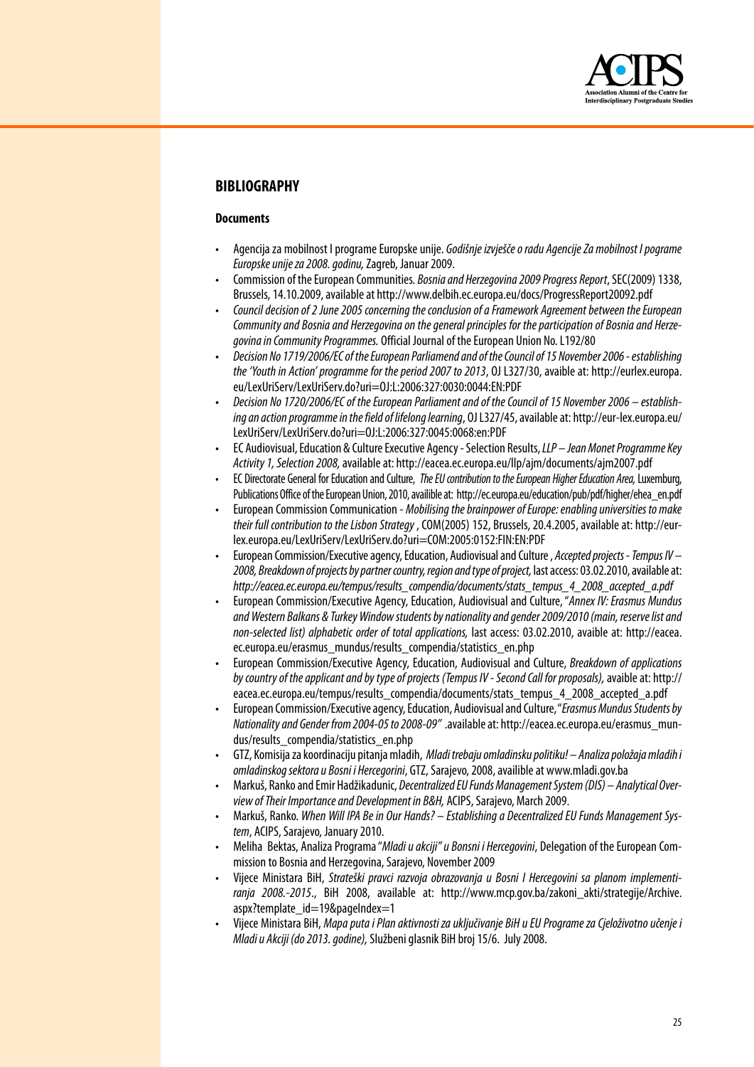## BIBLIOGRAPHY

### Documents

- Agencija za mobilnost I programe Europske unije. *Godišnje izvješće o radu Agencije Za mobilnost I pograme Europske unije za 2008. godinu,* Zagreb, Januar 2009.
- Commission of the European Communities. *Bosnia and Herzegovina 2009 Progress Report*, SEC(2009) 1338, Brussels, 14.10.2009, available at http://www.delbih.ec.europa.eu/docs/ProgressReport20092.pdf
- *Council decision of 2 June 2005 concerning the conclusion of a Framework Agreement between the European Community and Bosnia and Herzegovina on the general principles for the participation of Bosnia and Herzegovina in Community Programmes.* Official Journal of the European Union No. L192/80
- *Decision No 1719/2006/EC of the European Parliamend and of the Council of 15 November 2006 - establishing the 'Youth in Action' programme for the period 2007 to 2013*, OJ L327/30, avaible at: http://eurlex.europa.eu/LexUriServ/LexUriServ.do?uri=OJ:L:2006:327:0030:0044:EN:PDF
- *Decision No 1720/2006/EC of the European Parliament and of the Council of 15 November 2006 – establishing an action programme in the field of lifelong learning*, OJ L327/45, available at: http://eur-lex.europa.eu/LexUriServ/LexUriServ.do?uri=OJ:L:2006:327:0045:0068:en:PDF
- EC Audiovisual, Education & Culture Executive Agency - Selection Results, *LLP – Jean Monet Programme Key Activity 1, Selection 2008,* available at: http://eacea.ec.europa.eu/llp/ajm/documents/ajm2007.pdf
- EC Directorate General for Education and Culture, *The EU contribution to the European Higher Education Area,* Luxemburg, Publications Office of the European Union, 2010, availible at: http://ec.europa.eu/education/pub/pdf/higher/ehea_en.pdf
- European Commission Communication - *Mobilising the brainpower of Europe: enabling universities to make their full contribution to the Lisbon Strategy* , COM(2005) 152, Brussels, 20.4.2005, available at: http://eur-lex.europa.eu/LexUriServ/LexUriServ.do?uri=COM:2005:0152:FIN:EN:PDF
- European Commission/Executive agency, Education, Audiovisual and Culture , *Accepted projects - Tempus IV – 2008, Breakdown of projects by partner country, region and type of project,* last access: 03.02.2010, available at: *http://eacea.ec.europa.eu/tempus/results_compendia/documents/stats_tempus_4_2008_accepted_a.pdf*
- European Commission/Executive Agency, Education, Audiovisual and Culture, "*Annex IV: Erasmus Mundus and Western Balkans & Turkey Window students by nationality and gender 2009/2010 (main, reserve list and non-selected list) alphabetic order of total applications,* last access: 03.02.2010, avaible at: http://eacea.ec.europa.eu/erasmus_mundus/results_compendia/statistics_en.php
- European Commission/Executive Agency, Education, Audiovisual and Culture, *Breakdown of applications by country of the applicant and by type of projects (Tempus IV - Second Call for proposals),* avaible at: http://eacea.ec.europa.eu/tempus/results_compendia/documents/stats_tempus_4_2008_accepted_a.pdf
- European Commission/Executive agency, Education, Audiovisual and Culture, "*Erasmus Mundus Students by Nationality and Gender from 2004-05 to 2008-09*" .available at: http://eacea.ec.europa.eu/erasmus_mundus/results_compendia/statistics_en.php
- GTZ, Komisija za koordinaciju pitanja mladih, *Mladi trebaju omladinsku politiku! – Analiza položaja mladih i omladinskog sektora u Bosni i Hercegorini*, GTZ, Sarajevo, 2008, availible at www.mladi.gov.ba
- Markuš, Ranko and Emir Hadžikadunic, *Decentralized EU Funds Management System (DIS) – Analytical Overview of Their Importance and Development in B&H,* ACIPS, Sarajevo, March 2009.
- Markuš, Ranko. *When Will IPA Be in Our Hands? – Establishing a Decentralized EU Funds Management System*, ACIPS, Sarajevo, January 2010.
- Meliha Bektas, Analiza Programa "*Mladi u akciji" u Bonsni i Hercegovini*, Delegation of the European Commission to Bosnia and Herzegovina, Sarajevo, November 2009
- Vijece Ministara BiH, *Strateški pravci razvoja obrazovanja u Bosni I Hercegovini sa planom implementiranja 2008.-2015.*, BiH 2008, available at: http://www.mcp.gov.ba/zakoni_akti/strategije/Archive.aspx?template_id=19&pageIndex=1
- Vijece Ministara BiH, *Mapa puta i Plan aktivnosti za uključivanje BiH u EU Programe za Cjeloživotno učenje i Mladi u Akciji (do 2013. godine),* Službeni glasnik BiH broj 15/6. July 2008.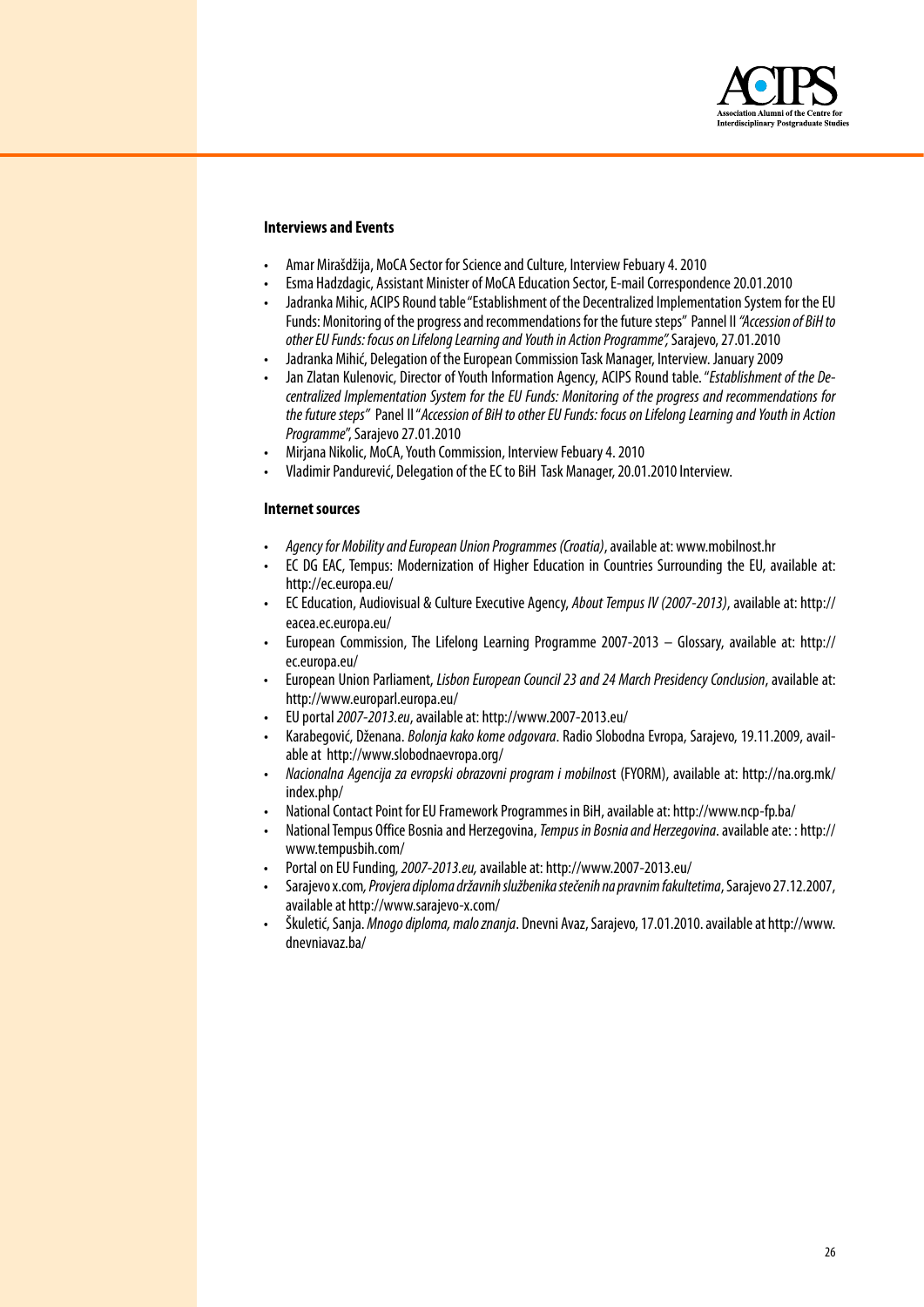### Interviews and Events

- Amar Mirašdžija, MoCA Sector for Science and Culture, Interview Febuary 4. 2010
- Esma Hadzdagic, Assistant Minister of MoCA Education Sector, E-mail Correspondence 20.01.2010
- Jadranka Mihic, ACIPS Round table "Establishment of the Decentralized Implementation System for the EU Funds: Monitoring of the progress and recommendations for the future steps" Pannel II *"Accession of BiH to other EU Funds: focus on Lifelong Learning and Youth in Action Programme",* Sarajevo, 27.01.2010
- Jadranka Mihić, Delegation of the European Commission Task Manager, Interview. January 2009
- Jan Zlatan Kulenovic, Director of Youth Information Agency, ACIPS Round table. "*Establishment of the Decentralized Implementation System for the EU Funds: Monitoring of the progress and recommendations for the future steps*" Panel II "*Accession of BiH to other EU Funds: focus on Lifelong Learning and Youth in Action Programme*", Sarajevo 27.01.2010
- Mirjana Nikolic, MoCA, Youth Commission, Interview Febuary 4. 2010
- Vladimir Pandurević, Delegation of the EC to BiH Task Manager, 20.01.2010 Interview.

### Internet sources

- *Agency for Mobility and European Union Programmes (Croatia)*, available at: www.mobilnost.hr
- EC DG EAC, Tempus: Modernization of Higher Education in Countries Surrounding the EU, available at: http://ec.europa.eu/
- EC Education, Audiovisual & Culture Executive Agency, *About Tempus IV (2007-2013)*, available at: http://eacea.ec.europa.eu/
- European Commission, The Lifelong Learning Programme 2007-2013 – Glossary, available at: http://ec.europa.eu/
- European Union Parliament, *Lisbon European Council 23 and 24 March Presidency Conclusion*, available at: http://www.europarl.europa.eu/
- EU portal *2007-2013.eu*, available at: http://www.2007-2013.eu/
- Karabegović, Dženana. *Bolonja kako kome odgovara*. Radio Slobodna Evropa, Sarajevo, 19.11.2009, available at http://www.slobodnaevropa.org/
- *Nacionalna Agencija za evropski obrazovni program i mobilnos*t (FYORM), available at: http://na.org.mk/index.php/
- National Contact Point for EU Framework Programmes in BiH, available at: http://www.ncp-fp.ba/
- National Tempus Office Bosnia and Herzegovina, *Tempus in Bosnia and Herzegovina*. available ate: : http://www.tempusbih.com/
- Portal on EU Funding, *2007-2013.eu,* available at: http://www.2007-2013.eu/
- Sarajevo x.com*, Provjera diploma državnih službenika stečenih na pravnim fakultetima*, Sarajevo 27.12.2007, available at http://www.sarajevo-x.com/
- Škuletić, Sanja. *Mnogo diploma, malo znanja*. Dnevni Avaz, Sarajevo, 17.01.2010. available at http://www.dnevniavaz.ba/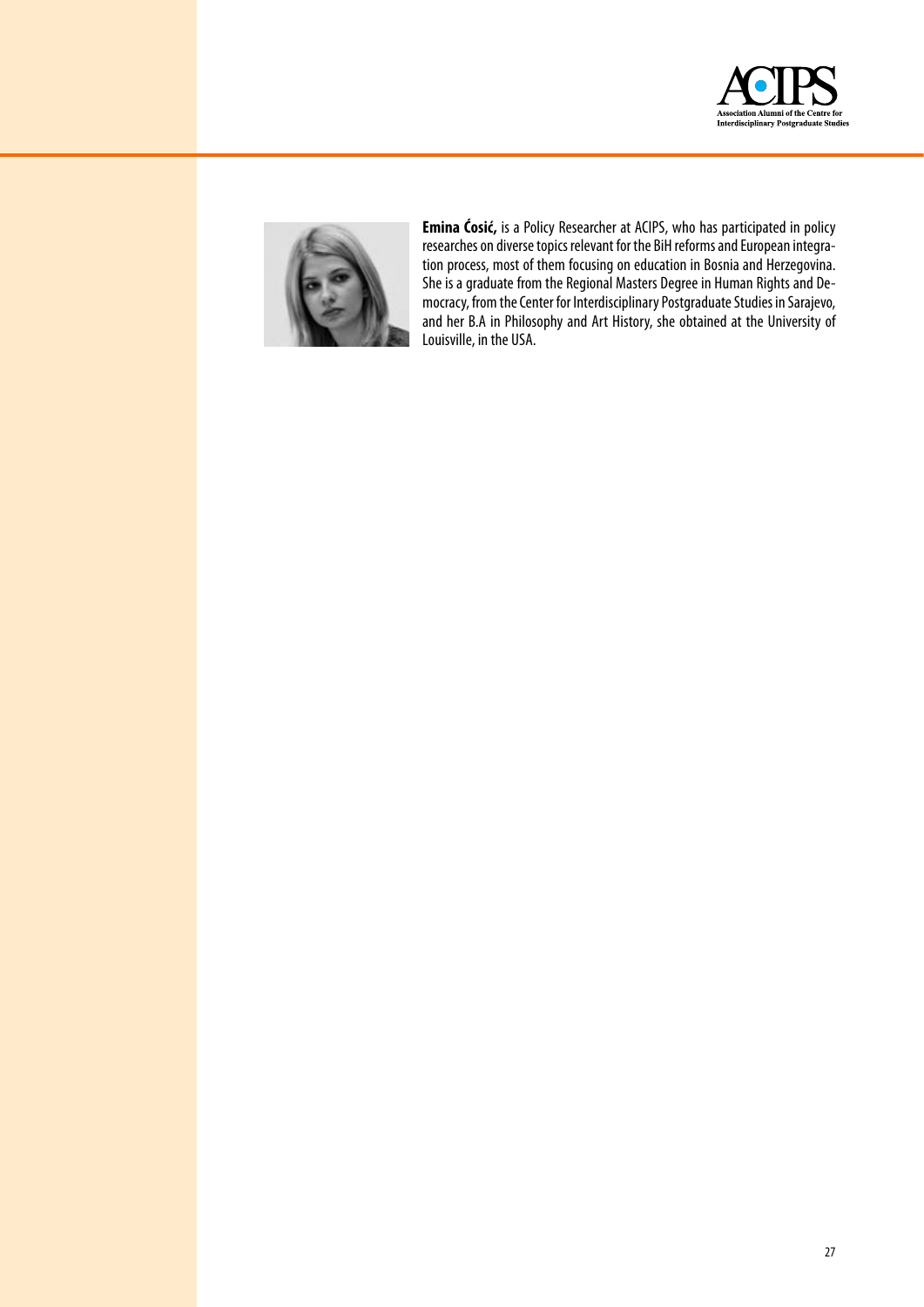**Emina Ćosić,** is a Policy Researcher at ACIPS, who has participated in policy researches on diverse topics relevant for the BiH reforms and European integration process, most of them focusing on education in Bosnia and Herzegovina. She is a graduate from the Regional Masters Degree in Human Rights and Democracy, from the Center for Interdisciplinary Postgraduate Studies in Sarajevo, and her B.A in Philosophy and Art History, she obtained at the University of Louisville, in the USA.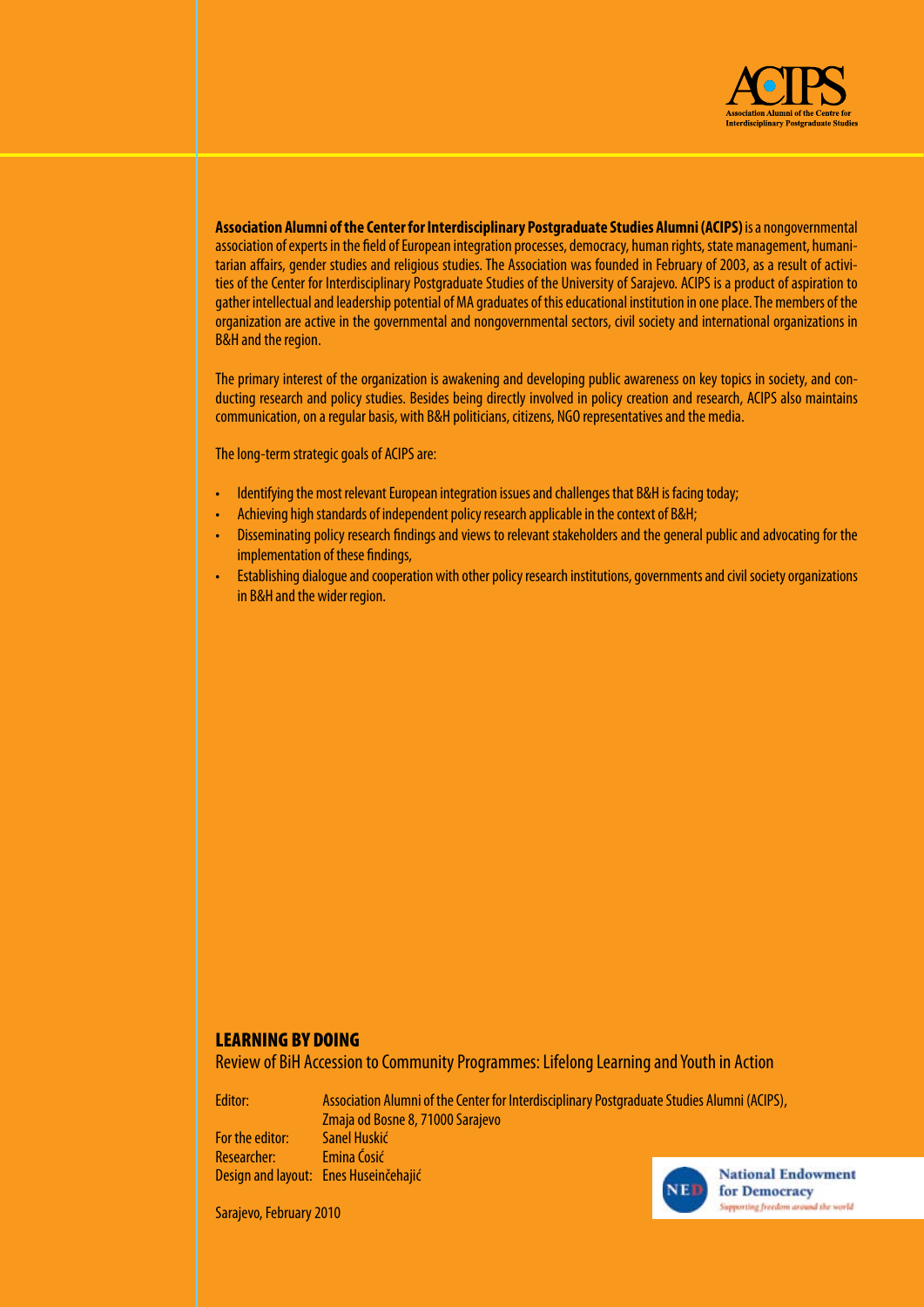**Association Alumni of the Center for Interdisciplinary Postgraduate Studies Alumni (ACIPS)** is a nongovernmental association of experts in the field of European integration processes, democracy, human rights, state management, humanitarian affairs, gender studies and religious studies. The Association was founded in February of 2003, as a result of activities of the Center for Interdisciplinary Postgraduate Studies of the University of Sarajevo. ACIPS is a product of aspiration to gather intellectual and leadership potential of MA graduates of this educational institution in one place. The members of the organization are active in the governmental and nongovernmental sectors, civil society and international organizations in B&H and the region.

The primary interest of the organization is awakening and developing public awareness on key topics in society, and conducting research and policy studies. Besides being directly involved in policy creation and research, ACIPS also maintains communication, on a regular basis, with B&H politicians, citizens, NGO representatives and the media.

The long-term strategic goals of ACIPS are:

- Identifying the most relevant European integration issues and challenges that B&H is facing today;
- Achieving high standards of independent policy research applicable in the context of B&H;
- Disseminating policy research findings and views to relevant stakeholders and the general public and advocating for the implementation of these findings,
- Establishing dialogue and cooperation with other policy research institutions, governments and civil society organizations in B&H and the wider region.

## LEARNING BY DOING

Review of BiH Accession to Community Programmes: Lifelong Learning and Youth in Action

Editor: Association Alumni of the Center for Interdisciplinary Postgraduate Studies Alumni (ACIPS), Zmaja od Bosne 8, 71000 Sarajevo
For the editor: Sanel Huskić
Researcher: Emina Ćosić
Design and layout: Enes Huseinčehajić

Sarajevo, February 2010

National Endowment for Democracy
Supporting freedom around the world